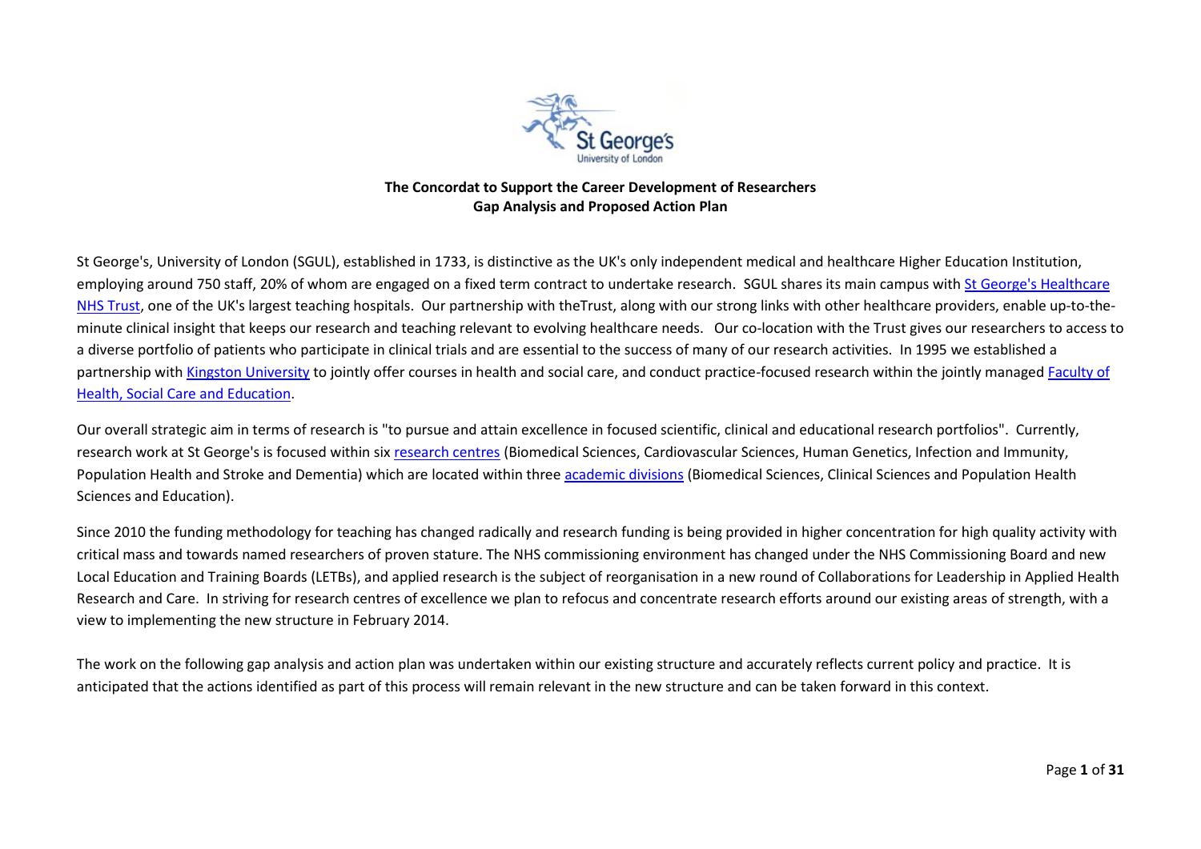**The Concordat to Support the Career Development of Researchers**
**Gap Analysis and Proposed Action Plan**

St George's, University of London (SGUL), established in 1733, is distinctive as the UK's only independent medical and healthcare Higher Education Institution, employing around 750 staff, 20% of whom are engaged on a fixed term contract to undertake research. SGUL shares its main campus with St George's Healthcare NHS Trust, one of the UK's largest teaching hospitals. Our partnership with theTrust, along with our strong links with other healthcare providers, enable up-to-the-minute clinical insight that keeps our research and teaching relevant to evolving healthcare needs. Our co-location with the Trust gives our researchers to access to a diverse portfolio of patients who participate in clinical trials and are essential to the success of many of our research activities. In 1995 we established a partnership with Kingston University to jointly offer courses in health and social care, and conduct practice-focused research within the jointly managed Faculty of Health, Social Care and Education.

Our overall strategic aim in terms of research is "to pursue and attain excellence in focused scientific, clinical and educational research portfolios". Currently, research work at St George's is focused within six research centres (Biomedical Sciences, Cardiovascular Sciences, Human Genetics, Infection and Immunity, Population Health and Stroke and Dementia) which are located within three academic divisions (Biomedical Sciences, Clinical Sciences and Population Health Sciences and Education).

Since 2010 the funding methodology for teaching has changed radically and research funding is being provided in higher concentration for high quality activity with critical mass and towards named researchers of proven stature. The NHS commissioning environment has changed under the NHS Commissioning Board and new Local Education and Training Boards (LETBs), and applied research is the subject of reorganisation in a new round of Collaborations for Leadership in Applied Health Research and Care. In striving for research centres of excellence we plan to refocus and concentrate research efforts around our existing areas of strength, with a view to implementing the new structure in February 2014.

The work on the following gap analysis and action plan was undertaken within our existing structure and accurately reflects current policy and practice. It is anticipated that the actions identified as part of this process will remain relevant in the new structure and can be taken forward in this context.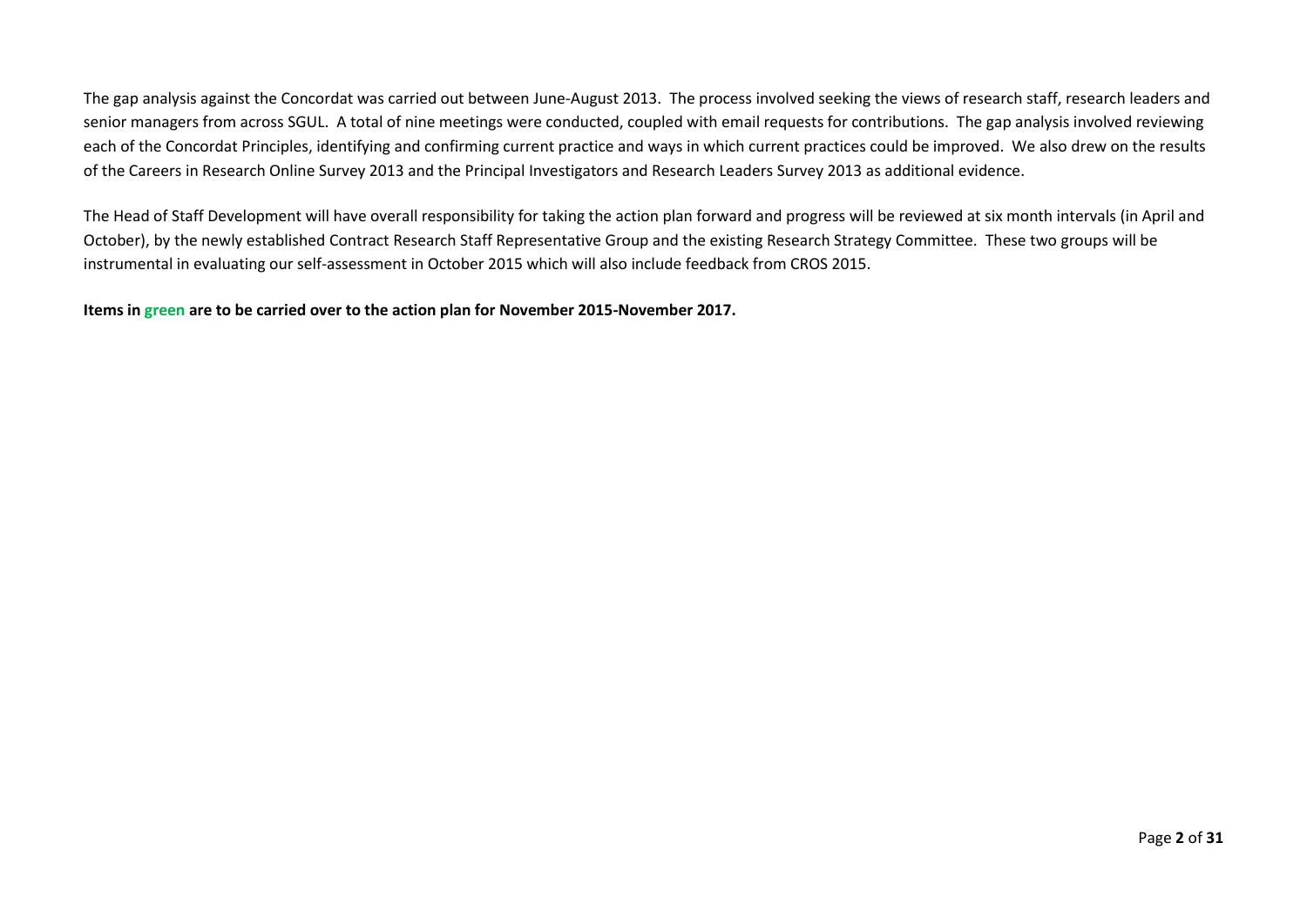The gap analysis against the Concordat was carried out between June-August 2013. The process involved seeking the views of research staff, research leaders and senior managers from across SGUL. A total of nine meetings were conducted, coupled with email requests for contributions. The gap analysis involved reviewing each of the Concordat Principles, identifying and confirming current practice and ways in which current practices could be improved. We also drew on the results of the Careers in Research Online Survey 2013 and the Principal Investigators and Research Leaders Survey 2013 as additional evidence.

The Head of Staff Development will have overall responsibility for taking the action plan forward and progress will be reviewed at six month intervals (in April and October), by the newly established Contract Research Staff Representative Group and the existing Research Strategy Committee. These two groups will be instrumental in evaluating our self-assessment in October 2015 which will also include feedback from CROS 2015.

**Items in green are to be carried over to the action plan for November 2015-November 2017.**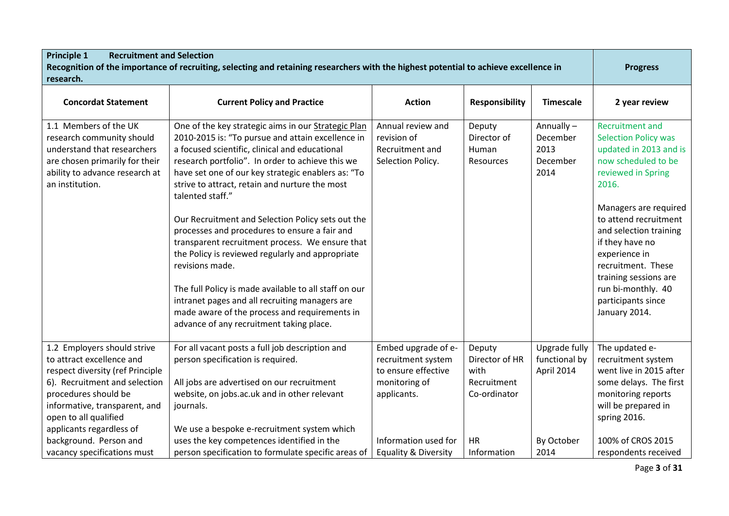| **Principle 1 Recruitment and Selection**<br>**Recognition of the importance of recruiting, selecting and retaining researchers with the highest potential to achieve excellence in research.** | | | | | **Progress** |
|---|---|---|---|---|---|
| **Concordat Statement** | **Current Policy and Practice** | **Action** | **Responsibility** | **Timescale** | **2 year review** |
| 1.1 Members of the UK research community should understand that researchers are chosen primarily for their ability to advance research at an institution. | One of the key strategic aims in our Strategic Plan 2010-2015 is: "To pursue and attain excellence in a focused scientific, clinical and educational research portfolio". In order to achieve this we have set one of our key strategic enablers as: "To strive to attract, retain and nurture the most talented staff."<br><br>Our Recruitment and Selection Policy sets out the processes and procedures to ensure a fair and transparent recruitment process. We ensure that the Policy is reviewed regularly and appropriate revisions made.<br><br>The full Policy is made available to all staff on our intranet pages and all recruiting managers are made aware of the process and requirements in advance of any recruitment taking place. | Annual review and revision of Recruitment and Selection Policy. | Deputy Director of Human Resources | Annually – December 2013 December 2014 | Recruitment and Selection Policy was updated in 2013 and is now scheduled to be reviewed in Spring 2016.<br><br>Managers are required to attend recruitment and selection training if they have no experience in recruitment. These training sessions are run bi-monthly. 40 participants since January 2014. |
| 1.2 Employers should strive to attract excellence and respect diversity (ref Principle 6). Recruitment and selection procedures should be informative, transparent, and open to all qualified applicants regardless of background. Person and vacancy specifications must | For all vacant posts a full job description and person specification is required.<br><br>All jobs are advertised on our recruitment website, on jobs.ac.uk and in other relevant journals.<br><br>We use a bespoke e-recruitment system which uses the key competences identified in the person specification to formulate specific areas of | Embed upgrade of e-recruitment system to ensure effective monitoring of applicants.<br><br>Information used for Equality & Diversity | Deputy Director of HR with Recruitment Co-ordinator<br><br>HR Information | Upgrade fully functional by April 2014<br><br>By October 2014 | The updated e-recruitment system went live in 2015 after some delays. The first monitoring reports will be prepared in spring 2016.<br><br>100% of CROS 2015 respondents received |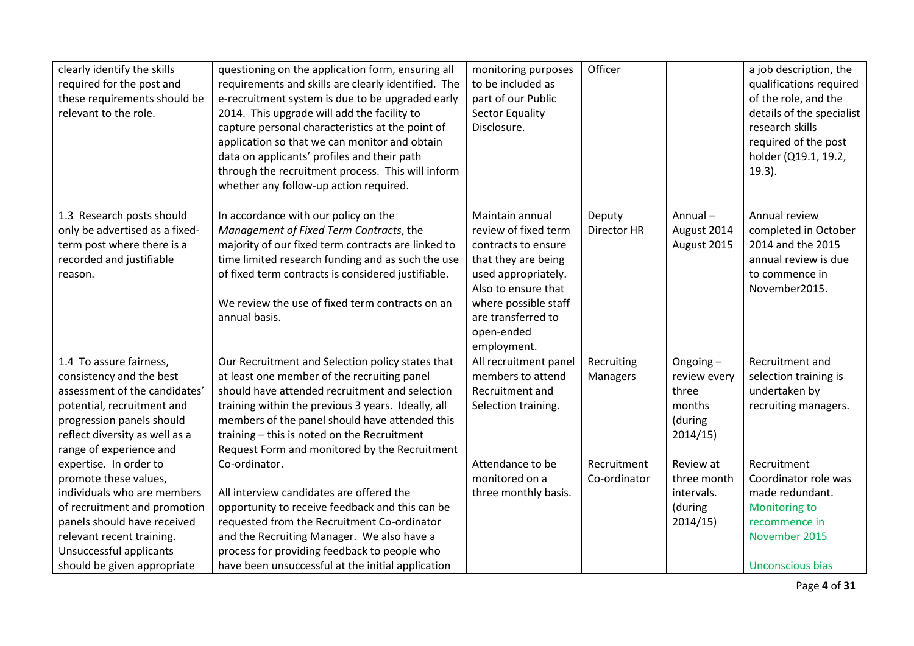| | | | | | |
|---|---|---|---|---|---|
| clearly identify the skills required for the post and these requirements should be relevant to the role. | questioning on the application form, ensuring all requirements and skills are clearly identified. The e-recruitment system is due to be upgraded early 2014. This upgrade will add the facility to capture personal characteristics at the point of application so that we can monitor and obtain data on applicants' profiles and their path through the recruitment process. This will inform whether any follow-up action required. | monitoring purposes to be included as part of our Public Sector Equality Disclosure. | Officer | | a job description, the qualifications required of the role, and the details of the specialist research skills required of the post holder (Q19.1, 19.2, 19.3). |
| 1.3 Research posts should only be advertised as a fixed-term post where there is a recorded and justifiable reason. | In accordance with our policy on the *Management of Fixed Term Contracts*, the majority of our fixed term contracts are linked to time limited research funding and as such the use of fixed term contracts is considered justifiable.<br><br>We review the use of fixed term contracts on an annual basis. | Maintain annual review of fixed term contracts to ensure that they are being used appropriately. Also to ensure that where possible staff are transferred to open-ended employment. | Deputy Director HR | Annual – August 2014 August 2015 | Annual review completed in October 2014 and the 2015 annual review is due to commence in November2015. |
| 1.4 To assure fairness, consistency and the best assessment of the candidates' potential, recruitment and progression panels should reflect diversity as well as a range of experience and expertise. In order to promote these values, individuals who are members of recruitment and promotion panels should have received relevant recent training. Unsuccessful applicants should be given appropriate | Our Recruitment and Selection policy states that at least one member of the recruiting panel should have attended recruitment and selection training within the previous 3 years. Ideally, all members of the panel should have attended this training – this is noted on the Recruitment Request Form and monitored by the Recruitment Co-ordinator.<br><br>All interview candidates are offered the opportunity to receive feedback and this can be requested from the Recruitment Co-ordinator and the Recruiting Manager. We also have a process for providing feedback to people who have been unsuccessful at the initial application | All recruitment panel members to attend Recruitment and Selection training.<br><br>Attendance to be monitored on a three monthly basis. | Recruiting Managers<br><br>Recruitment Co-ordinator | Ongoing – review every three months (during 2014/15)<br><br>Review at three month intervals. (during 2014/15) | Recruitment and selection training is undertaken by recruiting managers.<br><br>Recruitment Coordinator role was made redundant. Monitoring to recommence in November 2015<br><br>Unconscious bias |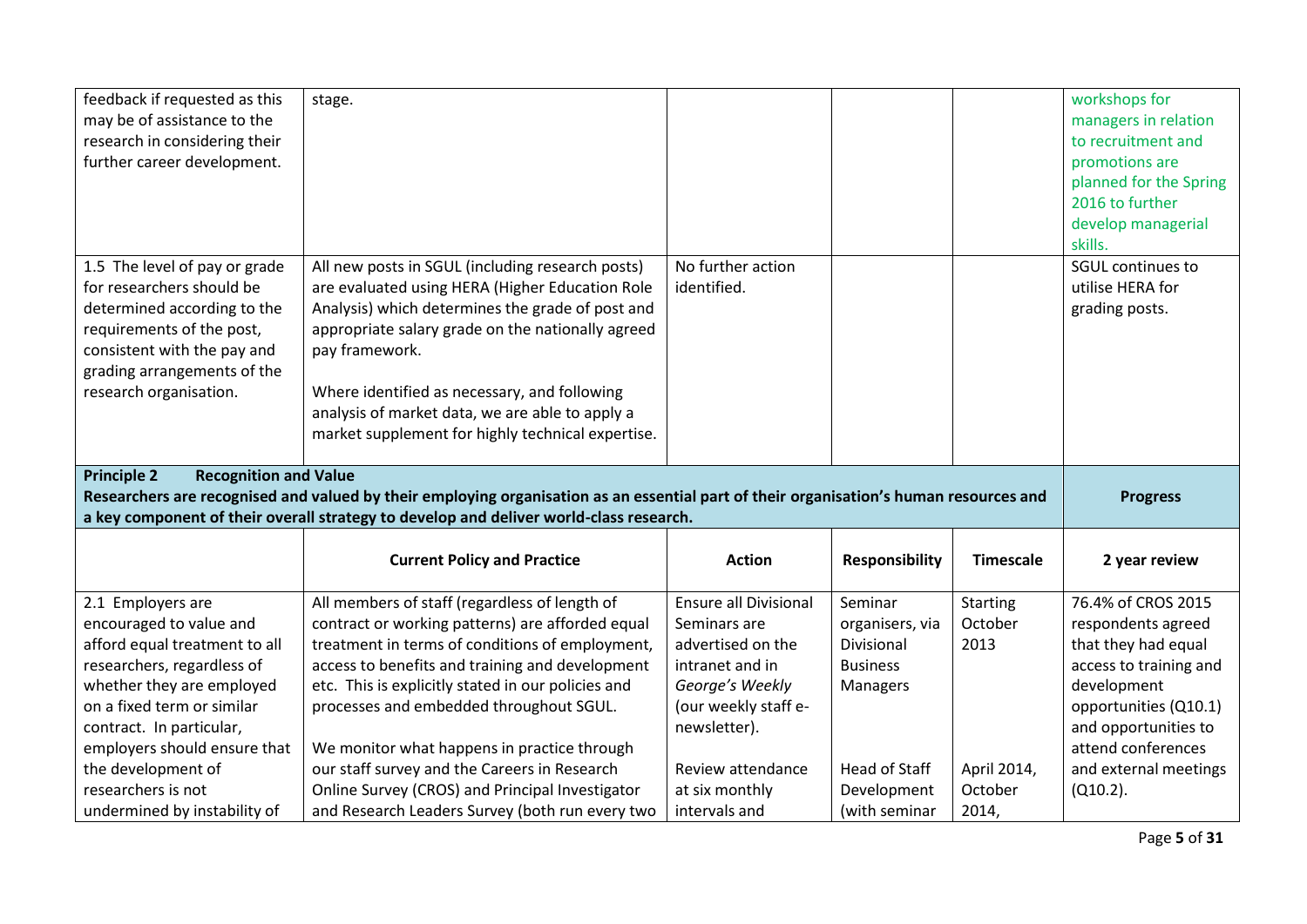| | | | | | |
|---|---|---|---|---|---|
| feedback if requested as this may be of assistance to the research in considering their further career development. | stage. | | | | workshops for managers in relation to recruitment and promotions are planned for the Spring 2016 to further develop managerial skills. |
| 1.5 The level of pay or grade for researchers should be determined according to the requirements of the post, consistent with the pay and grading arrangements of the research organisation. | All new posts in SGUL (including research posts) are evaluated using HERA (Higher Education Role Analysis) which determines the grade of post and appropriate salary grade on the nationally agreed pay framework.<br><br>Where identified as necessary, and following analysis of market data, we are able to apply a market supplement for highly technical expertise. | No further action identified. | | | SGUL continues to utilise HERA for grading posts. |
| **Principle 2 Recognition and Value**<br>**Researchers are recognised and valued by their employing organisation as an essential part of their organisation's human resources and a key component of their overall strategy to develop and deliver world-class research.** | | | | | **Progress** |
| | **Current Policy and Practice** | **Action** | **Responsibility** | **Timescale** | **2 year review** |
| 2.1 Employers are encouraged to value and afford equal treatment to all researchers, regardless of whether they are employed on a fixed term or similar contract. In particular, employers should ensure that the development of researchers is not undermined by instability of | All members of staff (regardless of length of contract or working patterns) are afforded equal treatment in terms of conditions of employment, access to benefits and training and development etc. This is explicitly stated in our policies and processes and embedded throughout SGUL.<br><br>We monitor what happens in practice through our staff survey and the Careers in Research Online Survey (CROS) and Principal Investigator and Research Leaders Survey (both run every two | Ensure all Divisional Seminars are advertised on the intranet and in *George's Weekly* (our weekly staff e-newsletter).<br><br>Review attendance at six monthly intervals and | Seminar organisers, via Divisional Business Managers<br><br>Head of Staff Development (with seminar | Starting October 2013<br><br>April 2014, October 2014, | 76.4% of CROS 2015 respondents agreed that they had equal access to training and development opportunities (Q10.1) and opportunities to attend conferences and external meetings (Q10.2). |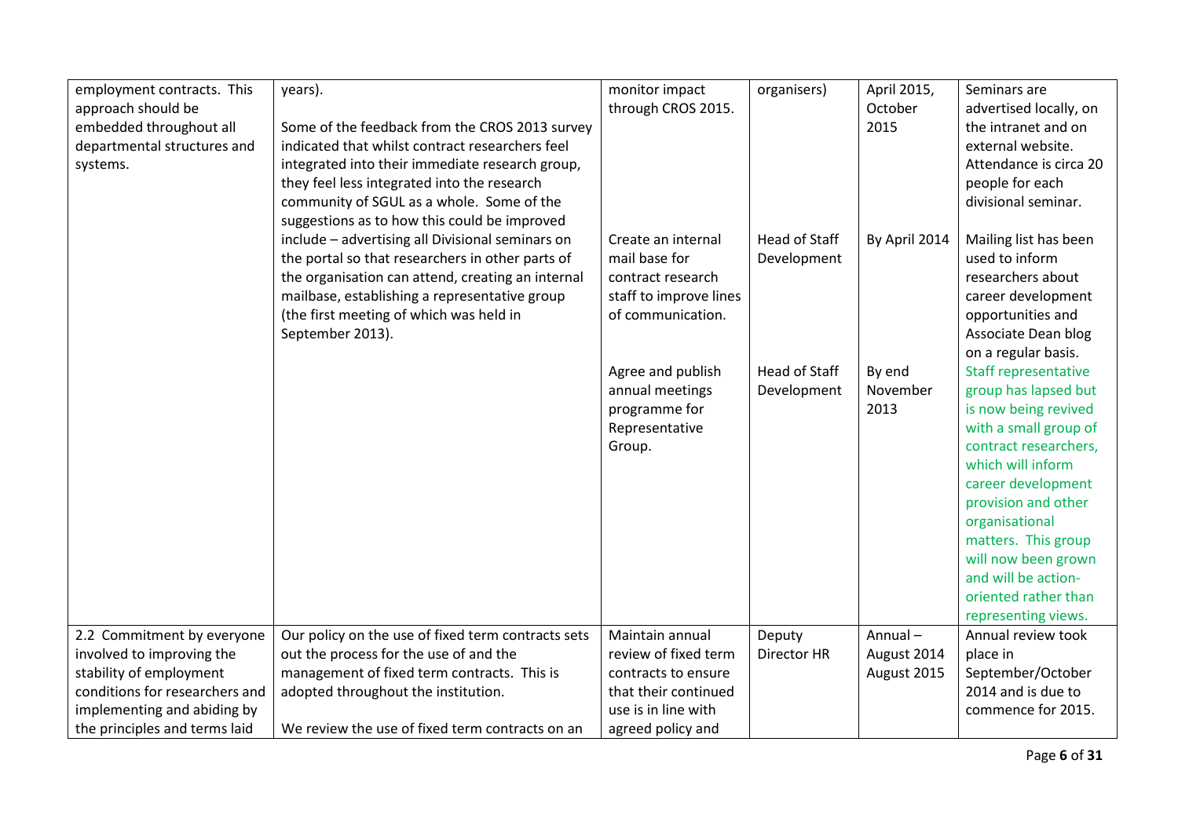| | | | | | |
|---|---|---|---|---|---|
| employment contracts. This approach should be embedded throughout all departmental structures and systems. | years).<br><br>Some of the feedback from the CROS 2013 survey indicated that whilst contract researchers feel integrated into their immediate research group, they feel less integrated into the research community of SGUL as a whole. Some of the suggestions as to how this could be improved include – advertising all Divisional seminars on the portal so that researchers in other parts of the organisation can attend, creating an internal mailbase, establishing a representative group (the first meeting of which was held in September 2013). | monitor impact through CROS 2015.<br><br>Create an internal mail base for contract research staff to improve lines of communication.<br><br>Agree and publish annual meetings programme for Representative Group. | organisers)<br><br>Head of Staff Development<br><br>Head of Staff Development | April 2015, October 2015<br><br>By April 2014<br><br>By end November 2013 | Seminars are advertised locally, on the intranet and on external website. Attendance is circa 20 people for each divisional seminar.<br><br>Mailing list has been used to inform researchers about career development opportunities and Associate Dean blog on a regular basis.<br><br>Staff representative group has lapsed but is now being revived with a small group of contract researchers, which will inform career development provision and other organisational matters. This group will now been grown and will be action-oriented rather than representing views. |
| 2.2 Commitment by everyone involved to improving the stability of employment conditions for researchers and implementing and abiding by the principles and terms laid | Our policy on the use of fixed term contracts sets out the process for the use of and the management of fixed term contracts. This is adopted throughout the institution.<br><br>We review the use of fixed term contracts on an | Maintain annual review of fixed term contracts to ensure that their continued use is in line with agreed policy and | Deputy Director HR | Annual – August 2014 August 2015 | Annual review took place in September/October 2014 and is due to commence for 2015. |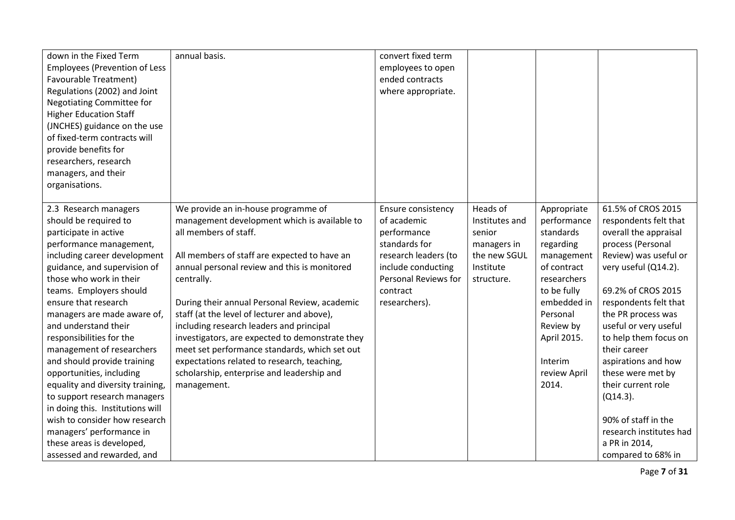| | | | | | |
|---|---|---|---|---|---|
| down in the Fixed Term Employees (Prevention of Less Favourable Treatment) Regulations (2002) and Joint Negotiating Committee for Higher Education Staff (JNCHES) guidance on the use of fixed-term contracts will provide benefits for researchers, research managers, and their organisations. | annual basis. | convert fixed term employees to open ended contracts where appropriate. | | | |
| 2.3 Research managers should be required to participate in active performance management, including career development guidance, and supervision of those who work in their teams. Employers should ensure that research managers are made aware of, and understand their responsibilities for the management of researchers and should provide training opportunities, including equality and diversity training, to support research managers in doing this. Institutions will wish to consider how research managers' performance in these areas is developed, assessed and rewarded, and | We provide an in-house programme of management development which is available to all members of staff.<br><br>All members of staff are expected to have an annual personal review and this is monitored centrally.<br><br>During their annual Personal Review, academic staff (at the level of lecturer and above), including research leaders and principal investigators, are expected to demonstrate they meet set performance standards, which set out expectations related to research, teaching, scholarship, enterprise and leadership and management. | Ensure consistency of academic performance standards for research leaders (to include conducting Personal Reviews for contract researchers). | Heads of Institutes and senior managers in the new SGUL Institute structure. | Appropriate performance standards regarding management of contract researchers to be fully embedded in Personal Review by April 2015.<br><br>Interim review April 2014. | 61.5% of CROS 2015 respondents felt that overall the appraisal process (Personal Review) was useful or very useful (Q14.2).<br><br>69.2% of CROS 2015 respondents felt that the PR process was useful or very useful to help them focus on their career aspirations and how these were met by their current role (Q14.3).<br><br>90% of staff in the research institutes had a PR in 2014, compared to 68% in |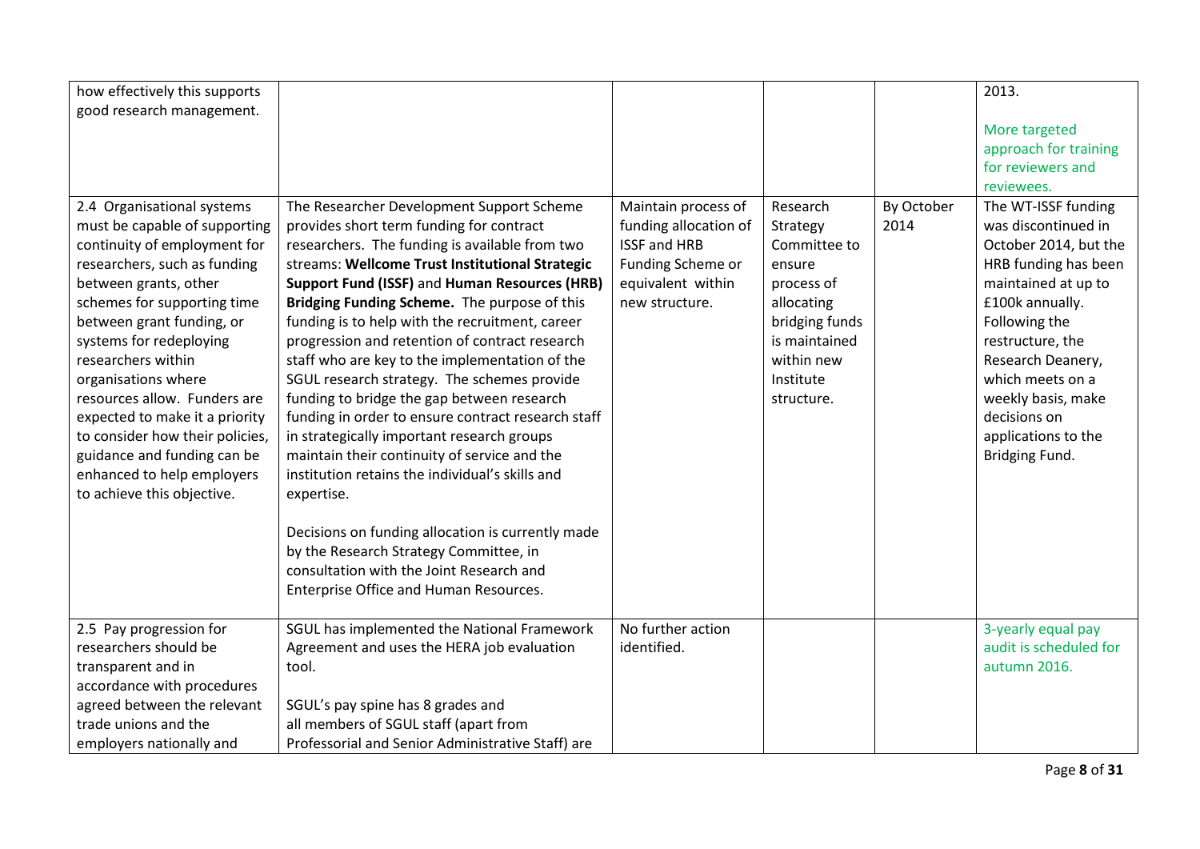| | | | | | |
|---|---|---|---|---|---|
| how effectively this supports good research management. | | | | | 2013.<br><br>More targeted approach for training for reviewers and reviewees. |
| 2.4 Organisational systems must be capable of supporting continuity of employment for researchers, such as funding between grants, other schemes for supporting time between grant funding, or systems for redeploying researchers within organisations where resources allow. Funders are expected to make it a priority to consider how their policies, guidance and funding can be enhanced to help employers to achieve this objective. | The Researcher Development Support Scheme provides short term funding for contract researchers. The funding is available from two streams: **Wellcome Trust Institutional Strategic Support Fund (ISSF)** and **Human Resources (HRB) Bridging Funding Scheme.** The purpose of this funding is to help with the recruitment, career progression and retention of contract research staff who are key to the implementation of the SGUL research strategy. The schemes provide funding to bridge the gap between research funding in order to ensure contract research staff in strategically important research groups maintain their continuity of service and the institution retains the individual's skills and expertise.<br><br>Decisions on funding allocation is currently made by the Research Strategy Committee, in consultation with the Joint Research and Enterprise Office and Human Resources. | Maintain process of funding allocation of ISSF and HRB Funding Scheme or equivalent within new structure. | Research Strategy Committee to ensure process of allocating bridging funds is maintained within new Institute structure. | By October 2014 | The WT-ISSF funding was discontinued in October 2014, but the HRB funding has been maintained at up to £100k annually. Following the restructure, the Research Deanery, which meets on a weekly basis, make decisions on applications to the Bridging Fund. |
| 2.5 Pay progression for researchers should be transparent and in accordance with procedures agreed between the relevant trade unions and the employers nationally and | SGUL has implemented the National Framework Agreement and uses the HERA job evaluation tool.<br><br>SGUL's pay spine has 8 grades and all members of SGUL staff (apart from Professorial and Senior Administrative Staff) are | No further action identified. | | | 3-yearly equal pay audit is scheduled for autumn 2016. |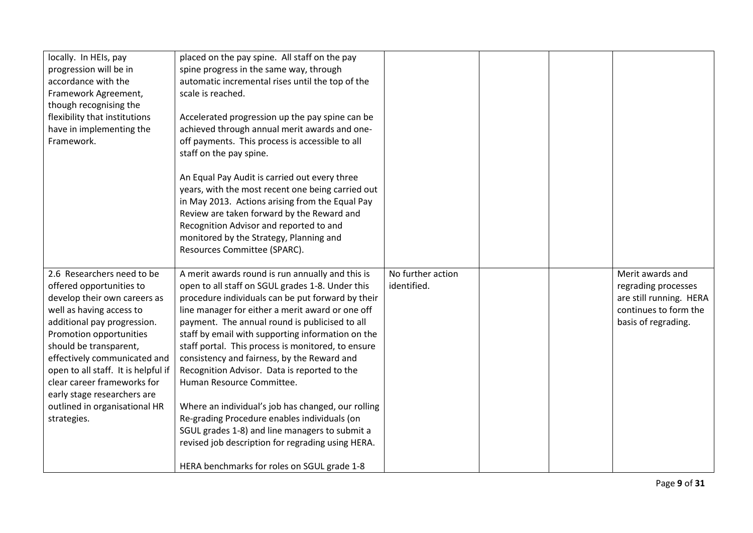| | | | | | |
|---|---|---|---|---|---|
| locally. In HEIs, pay progression will be in accordance with the Framework Agreement, though recognising the flexibility that institutions have in implementing the Framework. | placed on the pay spine. All staff on the pay spine progress in the same way, through automatic incremental rises until the top of the scale is reached.<br><br>Accelerated progression up the pay spine can be achieved through annual merit awards and one-off payments. This process is accessible to all staff on the pay spine.<br><br>An Equal Pay Audit is carried out every three years, with the most recent one being carried out in May 2013. Actions arising from the Equal Pay Review are taken forward by the Reward and Recognition Advisor and reported to and monitored by the Strategy, Planning and Resources Committee (SPARC). | | | | |
| 2.6 Researchers need to be offered opportunities to develop their own careers as well as having access to additional pay progression. Promotion opportunities should be transparent, effectively communicated and open to all staff. It is helpful if clear career frameworks for early stage researchers are outlined in organisational HR strategies. | A merit awards round is run annually and this is open to all staff on SGUL grades 1-8. Under this procedure individuals can be put forward by their line manager for either a merit award or one off payment. The annual round is publicised to all staff by email with supporting information on the staff portal. This process is monitored, to ensure consistency and fairness, by the Reward and Recognition Advisor. Data is reported to the Human Resource Committee.<br><br>Where an individual's job has changed, our rolling Re-grading Procedure enables individuals (on SGUL grades 1-8) and line managers to submit a revised job description for regrading using HERA.<br><br>HERA benchmarks for roles on SGUL grade 1-8 | No further action identified. | | | Merit awards and regrading processes are still running. HERA continues to form the basis of regrading. |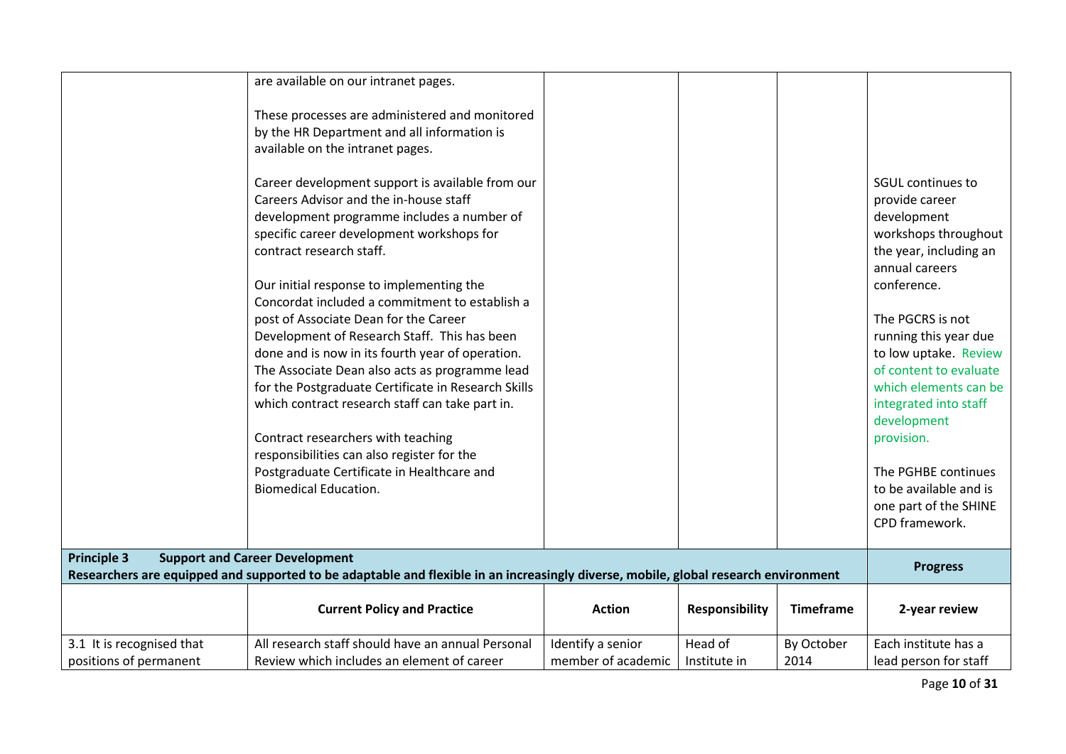| | | | | | |
|---|---|---|---|---|---|
| | are available on our intranet pages.<br><br>These processes are administered and monitored by the HR Department and all information is available on the intranet pages.<br><br>Career development support is available from our Careers Advisor and the in-house staff development programme includes a number of specific career development workshops for contract research staff.<br><br>Our initial response to implementing the Concordat included a commitment to establish a post of Associate Dean for the Career Development of Research Staff. This has been done and is now in its fourth year of operation. The Associate Dean also acts as programme lead for the Postgraduate Certificate in Research Skills which contract research staff can take part in.<br><br>Contract researchers with teaching responsibilities can also register for the Postgraduate Certificate in Healthcare and Biomedical Education. | | | | SGUL continues to provide career development workshops throughout the year, including an annual careers conference.<br><br>The PGCRS is not running this year due to low uptake. Review of content to evaluate which elements can be integrated into staff development provision.<br><br>The PGHBE continues to be available and is one part of the SHINE CPD framework. |
| **Principle 3 Support and Career Development**<br>**Researchers are equipped and supported to be adaptable and flexible in an increasingly diverse, mobile, global research environment** | | | | | **Progress** |
| | **Current Policy and Practice** | **Action** | **Responsibility** | **Timeframe** | **2-year review** |
| 3.1 It is recognised that positions of permanent | All research staff should have an annual Personal Review which includes an element of career | Identify a senior member of academic | Head of Institute in | By October 2014 | Each institute has a lead person for staff |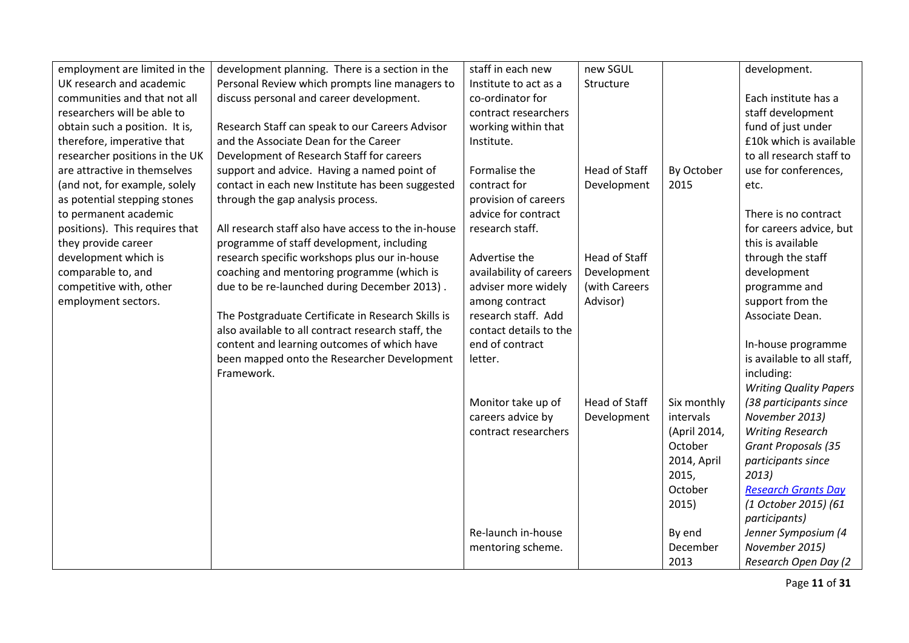| | | | | | |
|---|---|---|---|---|---|
| employment are limited in the UK research and academic communities and that not all researchers will be able to obtain such a position. It is, therefore, imperative that researcher positions in the UK are attractive in themselves (and not, for example, solely as potential stepping stones to permanent academic positions). This requires that they provide career development which is comparable to, and competitive with, other employment sectors. | development planning. There is a section in the Personal Review which prompts line managers to discuss personal and career development.<br><br>Research Staff can speak to our Careers Advisor and the Associate Dean for the Career Development of Research Staff for careers support and advice. Having a named point of contact in each new Institute has been suggested through the gap analysis process.<br><br>All research staff also have access to the in-house programme of staff development, including research specific workshops plus our in-house coaching and mentoring programme (which is due to be re-launched during December 2013) .<br><br>The Postgraduate Certificate in Research Skills is also available to all contract research staff, the content and learning outcomes of which have been mapped onto the Researcher Development Framework. | staff in each new Institute to act as a co-ordinator for contract researchers working within that Institute. | new SGUL Structure | | development.<br><br>Each institute has a staff development fund of just under £10k which is available to all research staff to use for conferences, etc. |
| | | Formalise the contract for provision of careers advice for contract research staff. | Head of Staff Development | By October 2015 | There is no contract for careers advice, but this is available through the staff development programme and support from the Associate Dean. |
| | | Advertise the availability of careers adviser more widely among contract research staff. Add contact details to the end of contract letter. | Head of Staff Development (with Careers Advisor) | | In-house programme is available to all staff, including:<br>*Writing Quality Papers (38 participants since November 2013)*<br>*Writing Research Grant Proposals (35 participants since 2013)*<br>*[Research Grants Day]() (1 October 2015) (61 participants)*<br>*Jenner Symposium (4 November 2015)*<br>*Research Open Day (2* |
| | | Monitor take up of careers advice by contract researchers | Head of Staff Development | Six monthly intervals (April 2014, October 2014, April 2015, October 2015) | |
| | | Re-launch in-house mentoring scheme. | | By end December 2013 | |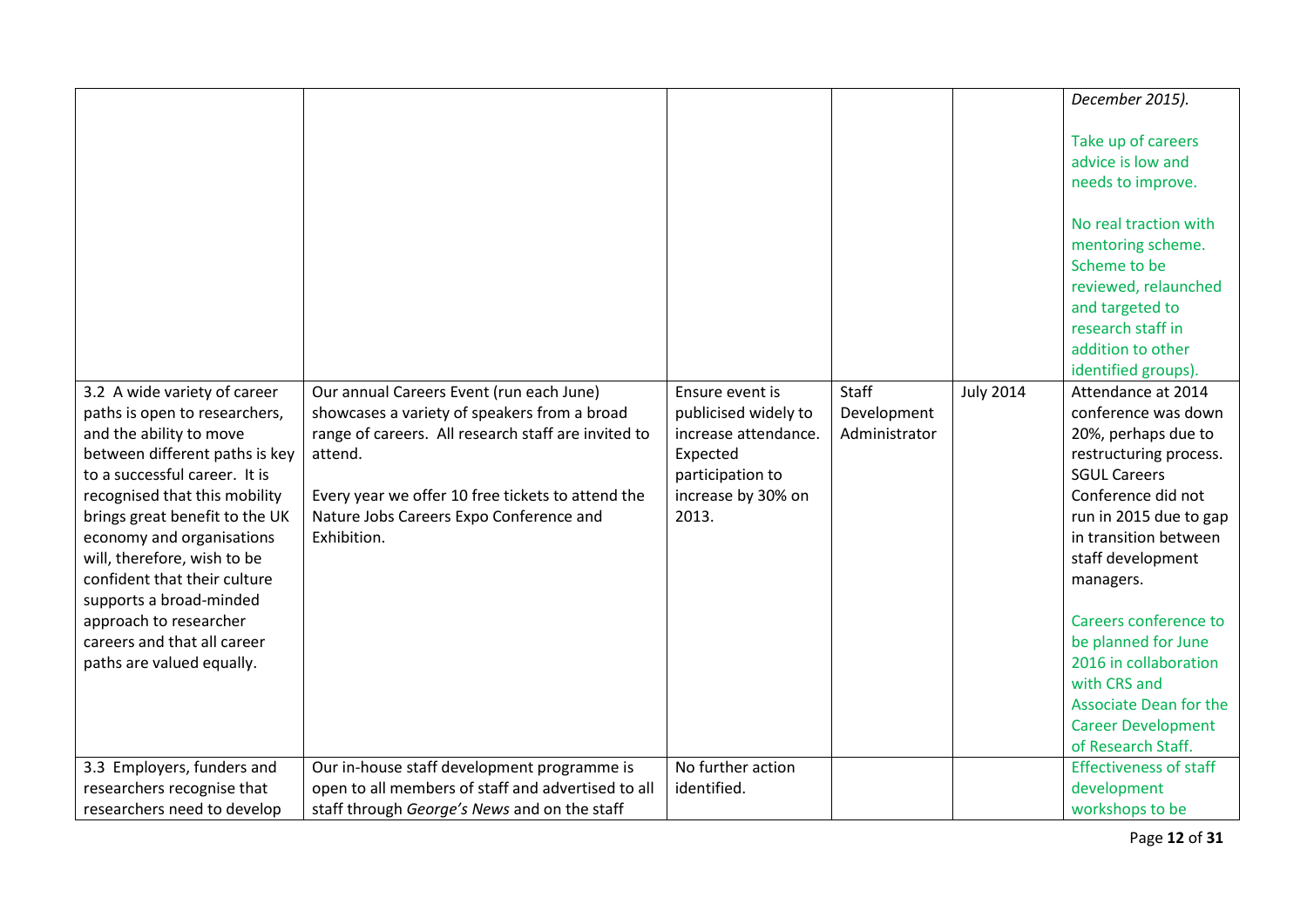| | | | | | |
|---|---|---|---|---|---|
| | | | | | *December 2015).*<br><br>Take up of careers advice is low and needs to improve.<br><br>No real traction with mentoring scheme. Scheme to be reviewed, relaunched and targeted to research staff in addition to other identified groups). |
| 3.2 A wide variety of career paths is open to researchers, and the ability to move between different paths is key to a successful career. It is recognised that this mobility brings great benefit to the UK economy and organisations will, therefore, wish to be confident that their culture supports a broad-minded approach to researcher careers and that all career paths are valued equally. | Our annual Careers Event (run each June) showcases a variety of speakers from a broad range of careers. All research staff are invited to attend.<br><br>Every year we offer 10 free tickets to attend the Nature Jobs Careers Expo Conference and Exhibition. | Ensure event is publicised widely to increase attendance. Expected participation to increase by 30% on 2013. | Staff Development Administrator | July 2014 | Attendance at 2014 conference was down 20%, perhaps due to restructuring process. SGUL Careers Conference did not run in 2015 due to gap in transition between staff development managers.<br><br>Careers conference to be planned for June 2016 in collaboration with CRS and Associate Dean for the Career Development of Research Staff. |
| 3.3 Employers, funders and researchers recognise that researchers need to develop | Our in-house staff development programme is open to all members of staff and advertised to all staff through *George's News* and on the staff | No further action identified. | | | Effectiveness of staff development workshops to be |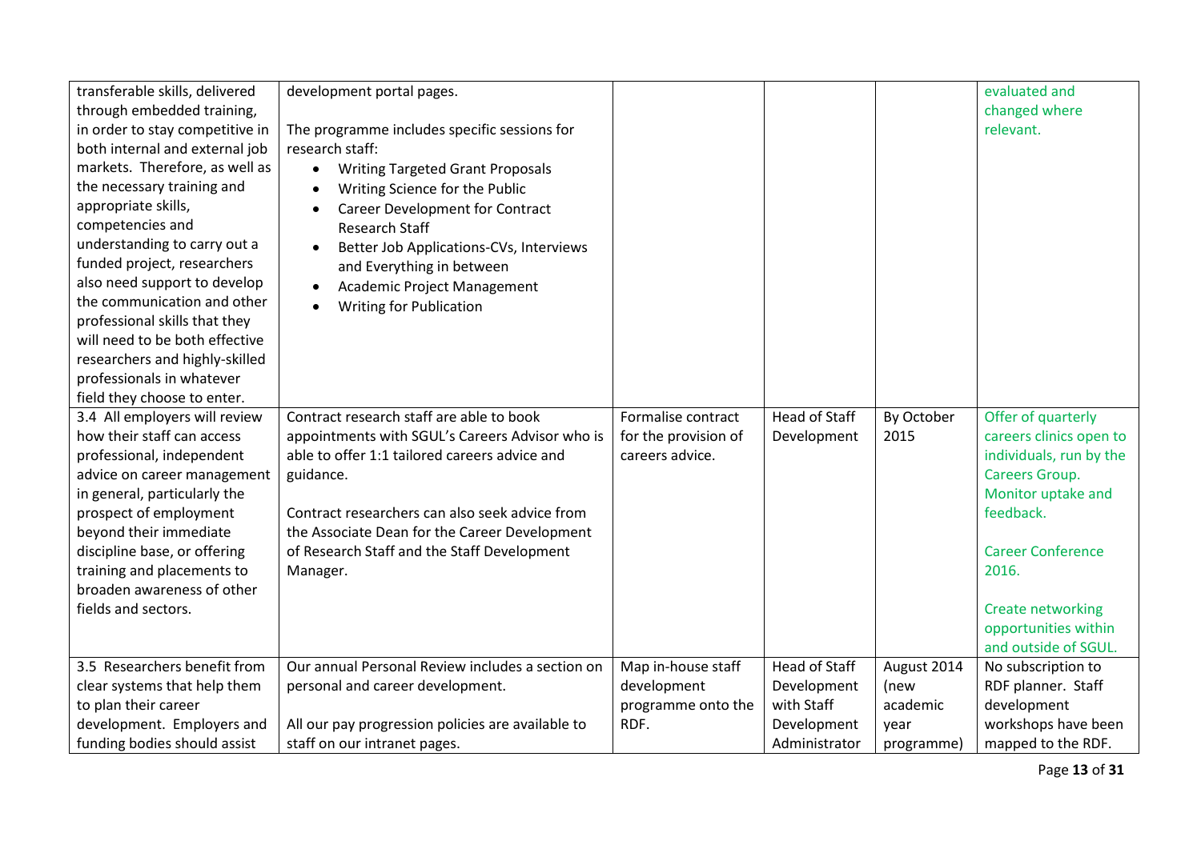| | | | | | |
|---|---|---|---|---|---|
| transferable skills, delivered through embedded training, in order to stay competitive in both internal and external job markets. Therefore, as well as the necessary training and appropriate skills, competencies and understanding to carry out a funded project, researchers also need support to develop the communication and other professional skills that they will need to be both effective researchers and highly-skilled professionals in whatever field they choose to enter. | development portal pages.<br><br>The programme includes specific sessions for research staff:<br>• Writing Targeted Grant Proposals<br>• Writing Science for the Public<br>• Career Development for Contract Research Staff<br>• Better Job Applications-CVs, Interviews and Everything in between<br>• Academic Project Management<br>• Writing for Publication | | | | evaluated and changed where relevant. |
| 3.4 All employers will review how their staff can access professional, independent advice on career management in general, particularly the prospect of employment beyond their immediate discipline base, or offering training and placements to broaden awareness of other fields and sectors. | Contract research staff are able to book appointments with SGUL's Careers Advisor who is able to offer 1:1 tailored careers advice and guidance.<br><br>Contract researchers can also seek advice from the Associate Dean for the Career Development of Research Staff and the Staff Development Manager. | Formalise contract for the provision of careers advice. | Head of Staff Development | By October 2015 | Offer of quarterly careers clinics open to individuals, run by the Careers Group. Monitor uptake and feedback.<br><br>Career Conference 2016.<br><br>Create networking opportunities within and outside of SGUL. |
| 3.5 Researchers benefit from clear systems that help them to plan their career development. Employers and funding bodies should assist | Our annual Personal Review includes a section on personal and career development.<br><br>All our pay progression policies are available to staff on our intranet pages. | Map in-house staff development programme onto the RDF. | Head of Staff Development with Staff Development Administrator | August 2014 (new academic year programme) | No subscription to RDF planner. Staff development workshops have been mapped to the RDF. |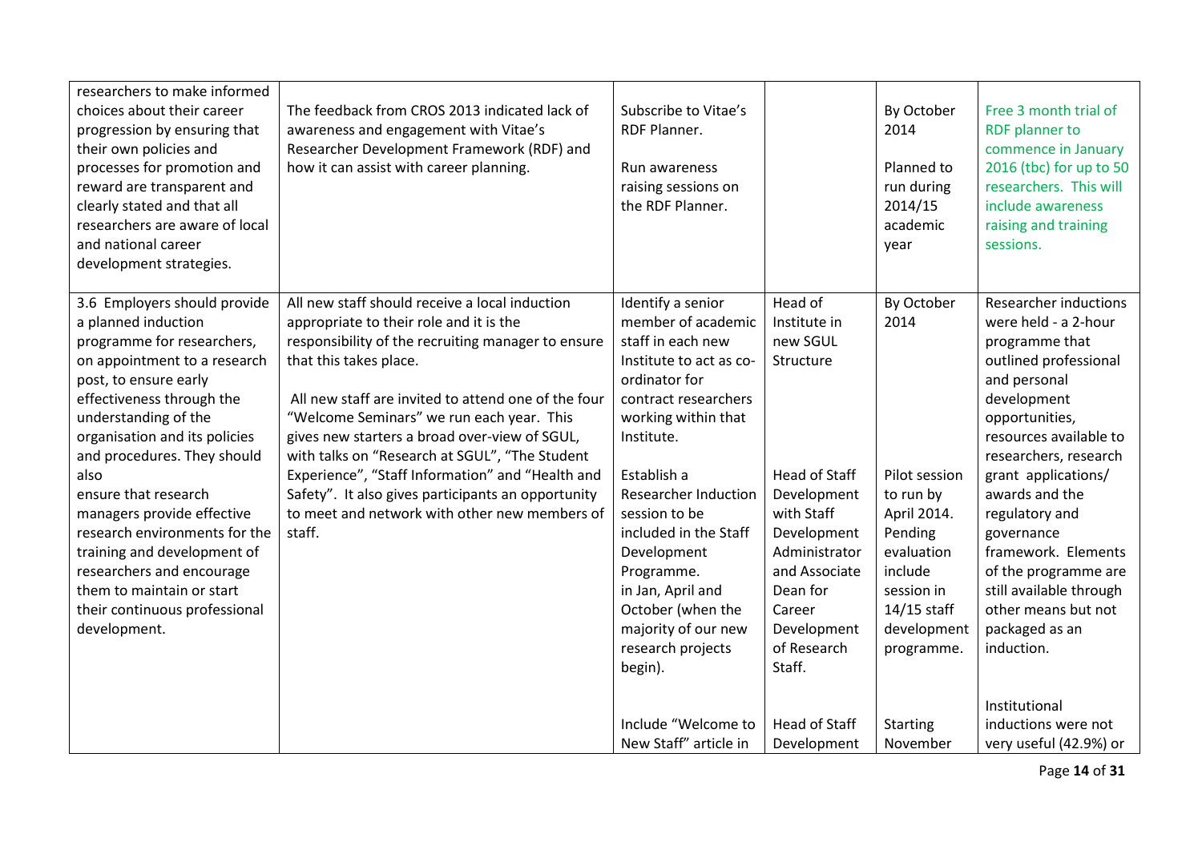| | | | | | |
|---|---|---|---|---|---|
| researchers to make informed choices about their career progression by ensuring that their own policies and processes for promotion and reward are transparent and clearly stated and that all researchers are aware of local and national career development strategies. | The feedback from CROS 2013 indicated lack of awareness and engagement with Vitae's Researcher Development Framework (RDF) and how it can assist with career planning. | Subscribe to Vitae's RDF Planner.<br><br>Run awareness raising sessions on the RDF Planner. | | By October 2014<br><br>Planned to run during 2014/15 academic year | Free 3 month trial of RDF planner to commence in January 2016 (tbc) for up to 50 researchers. This will include awareness raising and training sessions. |
| 3.6 Employers should provide a planned induction programme for researchers, on appointment to a research post, to ensure early effectiveness through the understanding of the organisation and its policies and procedures. They should also ensure that research managers provide effective research environments for the training and development of researchers and encourage them to maintain or start their continuous professional development. | All new staff should receive a local induction appropriate to their role and it is the responsibility of the recruiting manager to ensure that this takes place.<br><br>All new staff are invited to attend one of the four "Welcome Seminars" we run each year. This gives new starters a broad over-view of SGUL, with talks on "Research at SGUL", "The Student Experience", "Staff Information" and "Health and Safety". It also gives participants an opportunity to meet and network with other new members of staff. | Identify a senior member of academic staff in each new Institute to act as co-ordinator for contract researchers working within that Institute.<br><br>Establish a Researcher Induction session to be included in the Staff Development Programme. in Jan, April and October (when the majority of our new research projects begin).<br><br>Include "Welcome to New Staff" article in | Head of Institute in new SGUL Structure<br><br>Head of Staff Development with Staff Development Administrator and Associate Dean for Career Development of Research Staff.<br><br>Head of Staff Development | By October 2014<br><br>Pilot session to run by April 2014. Pending evaluation include session in 14/15 staff development programme.<br><br>Starting November | Researcher inductions were held - a 2-hour programme that outlined professional and personal development opportunities, resources available to researchers, research grant applications/ awards and the regulatory and governance framework. Elements of the programme are still available through other means but not packaged as an induction.<br><br>Institutional inductions were not very useful (42.9%) or |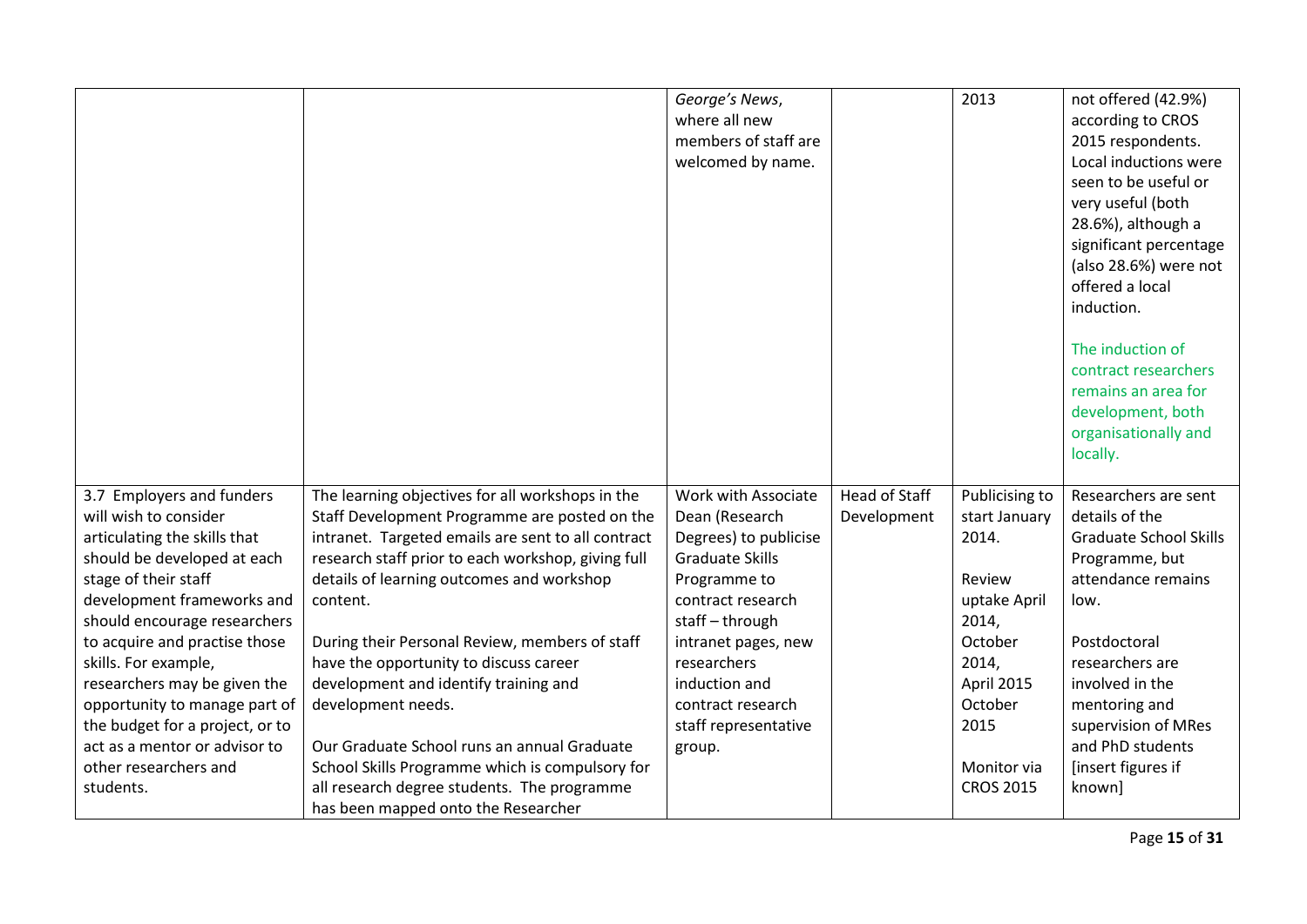| | | | | | |
|---|---|---|---|---|---|
| | | *George's News*, where all new members of staff are welcomed by name. | | 2013 | not offered (42.9%) according to CROS 2015 respondents. Local inductions were seen to be useful or very useful (both 28.6%), although a significant percentage (also 28.6%) were not offered a local induction.<br><br>The induction of contract researchers remains an area for development, both organisationally and locally. |
| 3.7 Employers and funders will wish to consider articulating the skills that should be developed at each stage of their staff development frameworks and should encourage researchers to acquire and practise those skills. For example, researchers may be given the opportunity to manage part of the budget for a project, or to act as a mentor or advisor to other researchers and students. | The learning objectives for all workshops in the Staff Development Programme are posted on the intranet. Targeted emails are sent to all contract research staff prior to each workshop, giving full details of learning outcomes and workshop content.<br><br>During their Personal Review, members of staff have the opportunity to discuss career development and identify training and development needs.<br><br>Our Graduate School runs an annual Graduate School Skills Programme which is compulsory for all research degree students. The programme has been mapped onto the Researcher | Work with Associate Dean (Research Degrees) to publicise Graduate Skills Programme to contract research staff – through intranet pages, new researchers induction and contract research staff representative group. | Head of Staff Development | Publicising to start January 2014.<br><br>Review uptake April 2014, October 2014, April 2015 October 2015<br><br>Monitor via CROS 2015 | Researchers are sent details of the Graduate School Skills Programme, but attendance remains low.<br><br>Postdoctoral researchers are involved in the mentoring and supervision of MRes and PhD students [insert figures if known] |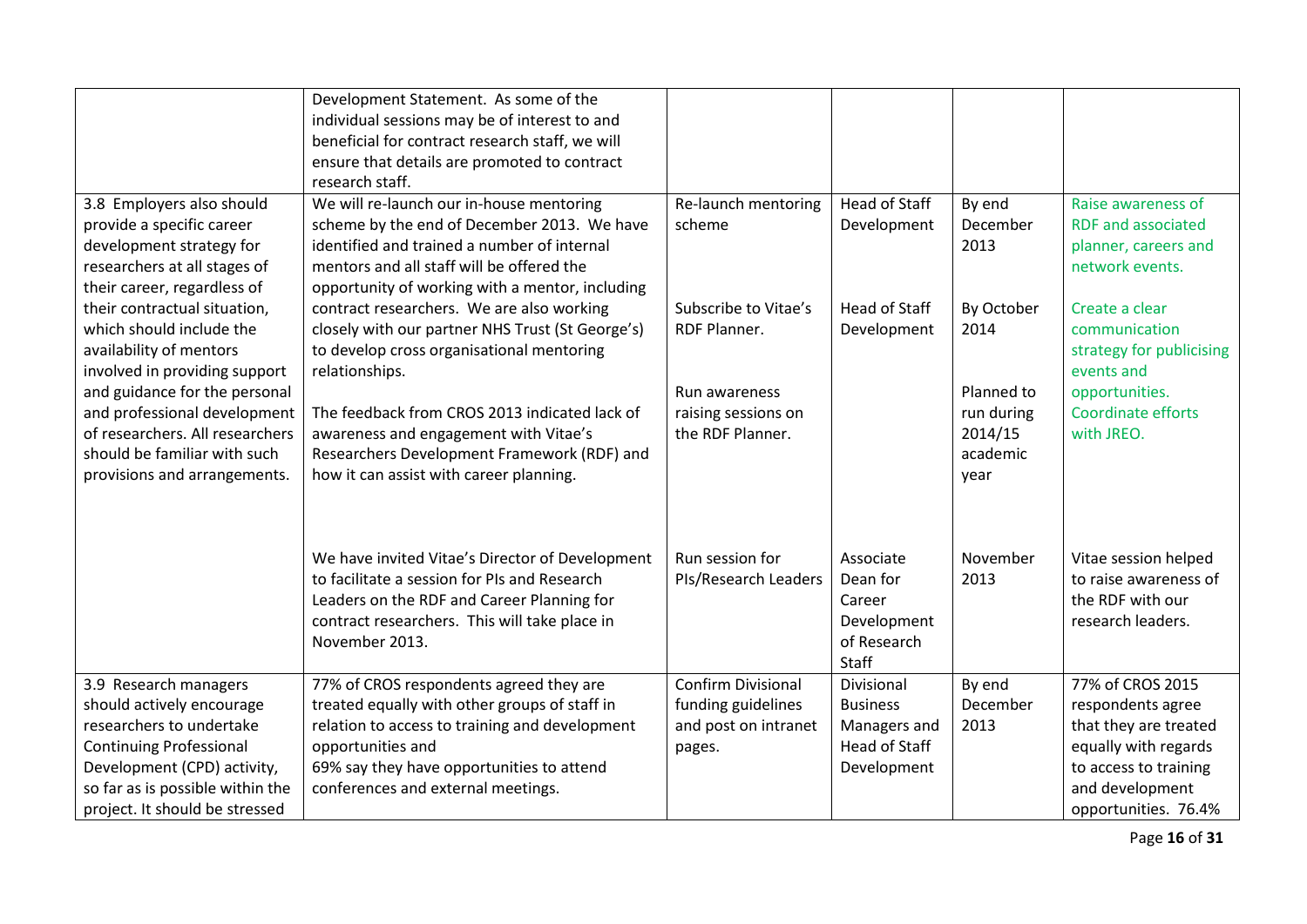| | | | | | |
|---|---|---|---|---|---|
| | Development Statement. As some of the individual sessions may be of interest to and beneficial for contract research staff, we will ensure that details are promoted to contract research staff. | | | | |
| 3.8 Employers also should provide a specific career development strategy for researchers at all stages of their career, regardless of their contractual situation, which should include the availability of mentors involved in providing support and guidance for the personal and professional development of researchers. All researchers should be familiar with such provisions and arrangements. | We will re-launch our in-house mentoring scheme by the end of December 2013. We have identified and trained a number of internal mentors and all staff will be offered the opportunity of working with a mentor, including contract researchers. We are also working closely with our partner NHS Trust (St George's) to develop cross organisational mentoring relationships.<br><br>The feedback from CROS 2013 indicated lack of awareness and engagement with Vitae's Researchers Development Framework (RDF) and how it can assist with career planning. | Re-launch mentoring scheme<br><br>Subscribe to Vitae's RDF Planner.<br><br>Run awareness raising sessions on the RDF Planner. | Head of Staff Development<br><br>Head of Staff Development | By end December 2013<br><br>By October 2014<br><br>Planned to run during 2014/15 academic year | Raise awareness of RDF and associated planner, careers and network events.<br><br>Create a clear communication strategy for publicising events and opportunities. Coordinate efforts with JREO. |
| | We have invited Vitae's Director of Development to facilitate a session for PIs and Research Leaders on the RDF and Career Planning for contract researchers. This will take place in November 2013. | Run session for PIs/Research Leaders | Associate Dean for Career Development of Research Staff | November 2013 | Vitae session helped to raise awareness of the RDF with our research leaders. |
| 3.9 Research managers should actively encourage researchers to undertake Continuing Professional Development (CPD) activity, so far as is possible within the project. It should be stressed | 77% of CROS respondents agreed they are treated equally with other groups of staff in relation to access to training and development opportunities and<br>69% say they have opportunities to attend conferences and external meetings. | Confirm Divisional funding guidelines and post on intranet pages. | Divisional Business Managers and Head of Staff Development | By end December 2013 | 77% of CROS 2015 respondents agree that they are treated equally with regards to access to training and development opportunities. 76.4% |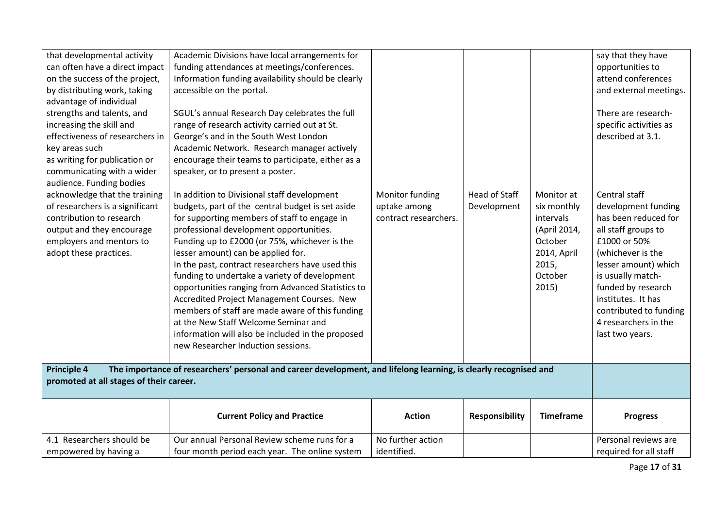| | | | | | |
|---|---|---|---|---|---|
| that developmental activity can often have a direct impact on the success of the project, by distributing work, taking advantage of individual strengths and talents, and increasing the skill and effectiveness of researchers in key areas such as writing for publication or communicating with a wider audience. Funding bodies acknowledge that the training of researchers is a significant contribution to research output and they encourage employers and mentors to adopt these practices. | Academic Divisions have local arrangements for funding attendances at meetings/conferences. Information funding availability should be clearly accessible on the portal.<br><br>SGUL's annual Research Day celebrates the full range of research activity carried out at St. George's and in the South West London Academic Network. Research manager actively encourage their teams to participate, either as a speaker, or to present a poster.<br><br>In addition to Divisional staff development budgets, part of the central budget is set aside for supporting members of staff to engage in professional development opportunities. Funding up to £2000 (or 75%, whichever is the lesser amount) can be applied for.<br>In the past, contract researchers have used this funding to undertake a variety of development opportunities ranging from Advanced Statistics to Accredited Project Management Courses. New members of staff are made aware of this funding at the New Staff Welcome Seminar and information will also be included in the proposed new Researcher Induction sessions. | Monitor funding uptake among contract researchers. | Head of Staff Development | Monitor at six monthly intervals (April 2014, October 2014, April 2015, October 2015) | say that they have opportunities to attend conferences and external meetings.<br><br>There are research-specific activities as described at 3.1.<br><br>Central staff development funding has been reduced for all staff groups to £1000 or 50% (whichever is the lesser amount) which is usually match-funded by research institutes. It has contributed to funding 4 researchers in the last two years. |
| **Principle 4 The importance of researchers' personal and career development, and lifelong learning, is clearly recognised and promoted at all stages of their career.** | | | | | |
| | **Current Policy and Practice** | **Action** | **Responsibility** | **Timeframe** | **Progress** |
| 4.1 Researchers should be empowered by having a | Our annual Personal Review scheme runs for a four month period each year. The online system | No further action identified. | | | Personal reviews are required for all staff |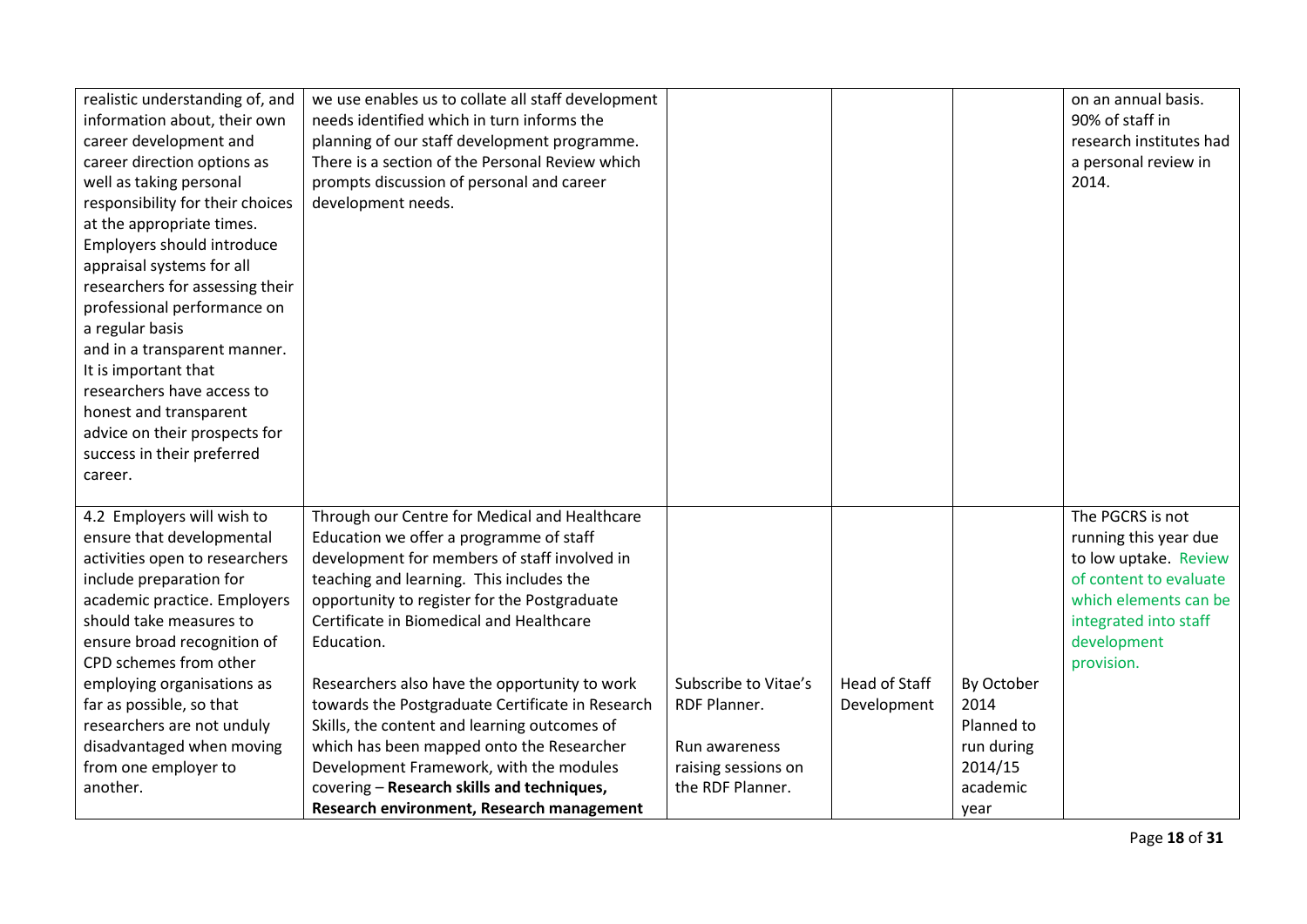| | | | | | |
|---|---|---|---|---|---|
| realistic understanding of, and information about, their own career development and career direction options as well as taking personal responsibility for their choices at the appropriate times. Employers should introduce appraisal systems for all researchers for assessing their professional performance on a regular basis and in a transparent manner. It is important that researchers have access to honest and transparent advice on their prospects for success in their preferred career. | we use enables us to collate all staff development needs identified which in turn informs the planning of our staff development programme. There is a section of the Personal Review which prompts discussion of personal and career development needs. | | | | on an annual basis. 90% of staff in research institutes had a personal review in 2014. |
| 4.2 Employers will wish to ensure that developmental activities open to researchers include preparation for academic practice. Employers should take measures to ensure broad recognition of CPD schemes from other employing organisations as far as possible, so that researchers are not unduly disadvantaged when moving from one employer to another. | Through our Centre for Medical and Healthcare Education we offer a programme of staff development for members of staff involved in teaching and learning. This includes the opportunity to register for the Postgraduate Certificate in Biomedical and Healthcare Education.<br><br>Researchers also have the opportunity to work towards the Postgraduate Certificate in Research Skills, the content and learning outcomes of which has been mapped onto the Researcher Development Framework, with the modules covering – **Research skills and techniques, Research environment, Research management** | Subscribe to Vitae's RDF Planner.<br><br>Run awareness raising sessions on the RDF Planner. | Head of Staff Development | By October 2014<br>Planned to run during 2014/15 academic year | The PGCRS is not running this year due to low uptake. Review of content to evaluate which elements can be integrated into staff development provision. |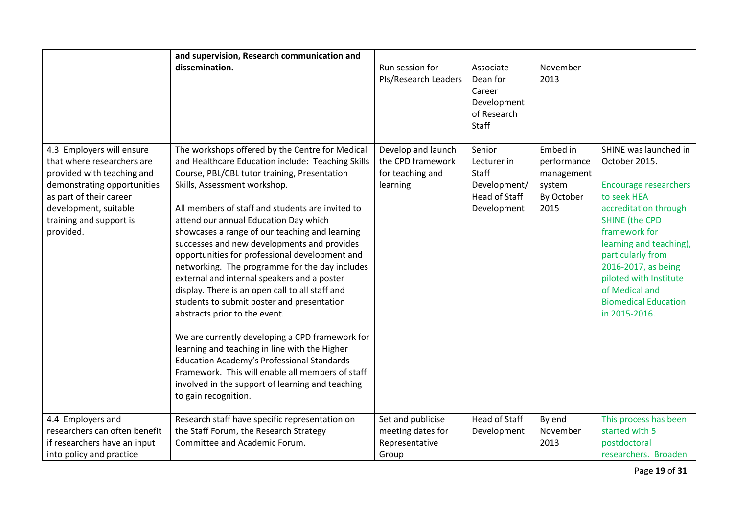| | | | | | |
|---|---|---|---|---|---|
| | **and supervision, Research communication and dissemination.** | Run session for PIs/Research Leaders | Associate Dean for Career Development of Research Staff | November 2013 | |
| 4.3 Employers will ensure that where researchers are provided with teaching and demonstrating opportunities as part of their career development, suitable training and support is provided. | The workshops offered by the Centre for Medical and Healthcare Education include: Teaching Skills Course, PBL/CBL tutor training, Presentation Skills, Assessment workshop.<br><br>All members of staff and students are invited to attend our annual Education Day which showcases a range of our teaching and learning successes and new developments and provides opportunities for professional development and networking. The programme for the day includes external and internal speakers and a poster display. There is an open call to all staff and students to submit poster and presentation abstracts prior to the event.<br><br>We are currently developing a CPD framework for learning and teaching in line with the Higher Education Academy's Professional Standards Framework. This will enable all members of staff involved in the support of learning and teaching to gain recognition. | Develop and launch the CPD framework for teaching and learning | Senior Lecturer in Staff Development/ Head of Staff Development | Embed in performance management system By October 2015 | SHINE was launched in October 2015.<br><br>Encourage researchers to seek HEA accreditation through SHINE (the CPD framework for learning and teaching), particularly from 2016-2017, as being piloted with Institute of Medical and Biomedical Education in 2015-2016. |
| 4.4 Employers and researchers can often benefit if researchers have an input into policy and practice | Research staff have specific representation on the Staff Forum, the Research Strategy Committee and Academic Forum. | Set and publicise meeting dates for Representative Group | Head of Staff Development | By end November 2013 | This process has been started with 5 postdoctoral researchers. Broaden |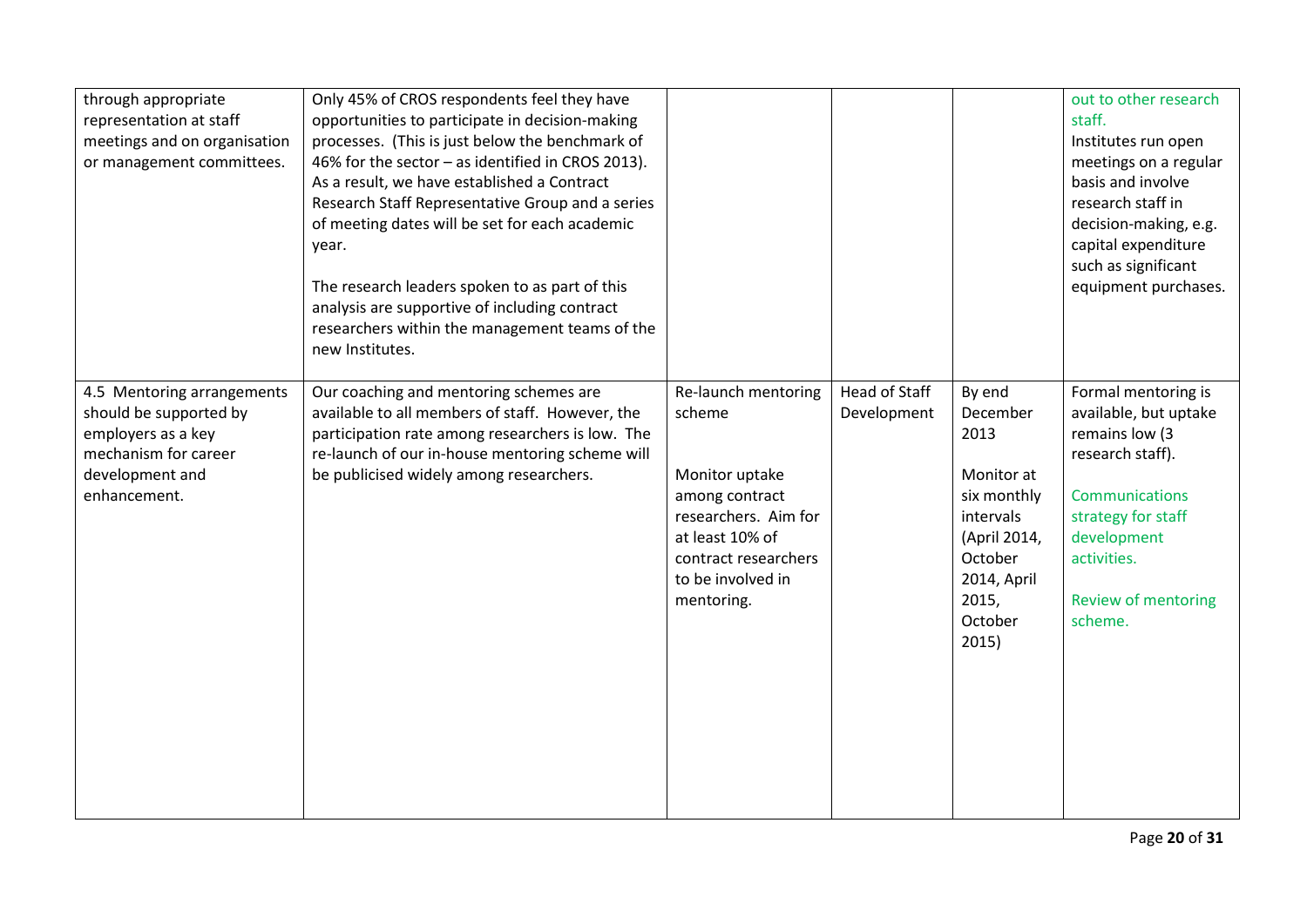| | | | | | |
|---|---|---|---|---|---|
| through appropriate representation at staff meetings and on organisation or management committees. | Only 45% of CROS respondents feel they have opportunities to participate in decision-making processes. (This is just below the benchmark of 46% for the sector – as identified in CROS 2013). As a result, we have established a Contract Research Staff Representative Group and a series of meeting dates will be set for each academic year.<br><br>The research leaders spoken to as part of this analysis are supportive of including contract researchers within the management teams of the new Institutes. | | | | out to other research staff.<br>Institutes run open meetings on a regular basis and involve research staff in decision-making, e.g. capital expenditure such as significant equipment purchases. |
| 4.5 Mentoring arrangements should be supported by employers as a key mechanism for career development and enhancement. | Our coaching and mentoring schemes are available to all members of staff. However, the participation rate among researchers is low. The re-launch of our in-house mentoring scheme will be publicised widely among researchers. | Re-launch mentoring scheme<br><br>Monitor uptake among contract researchers. Aim for at least 10% of contract researchers to be involved in mentoring. | Head of Staff Development | By end December 2013<br><br>Monitor at six monthly intervals (April 2014, October 2014, April 2015, October 2015) | Formal mentoring is available, but uptake remains low (3 research staff).<br><br>Communications strategy for staff development activities.<br><br>Review of mentoring scheme. |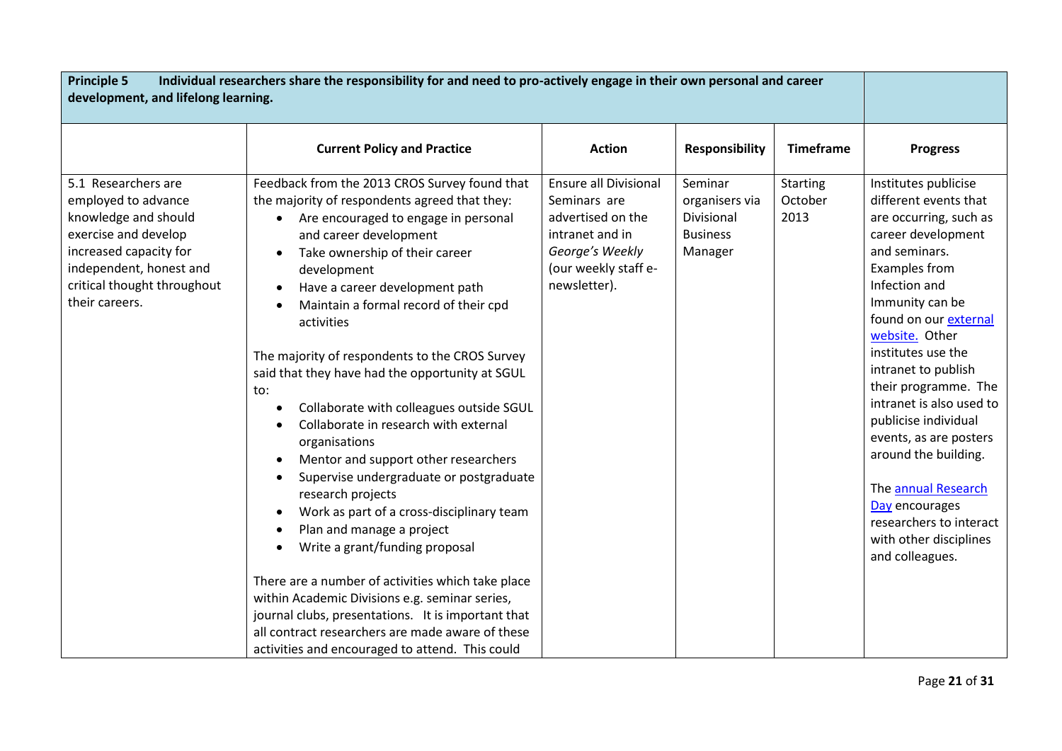| **Principle 5 Individual researchers share the responsibility for and need to pro-actively engage in their own personal and career development, and lifelong learning.** | | | | | |
|---|---|---|---|---|---|
| | **Current Policy and Practice** | **Action** | **Responsibility** | **Timeframe** | **Progress** |
| 5.1 Researchers are employed to advance knowledge and should exercise and develop increased capacity for independent, honest and critical thought throughout their careers. | Feedback from the 2013 CROS Survey found that the majority of respondents agreed that they: <br>• Are encouraged to engage in personal and career development <br>• Take ownership of their career development <br>• Have a career development path <br>• Maintain a formal record of their cpd activities <br><br>The majority of respondents to the CROS Survey said that they have had the opportunity at SGUL to: <br>• Collaborate with colleagues outside SGUL <br>• Collaborate in research with external organisations <br>• Mentor and support other researchers <br>• Supervise undergraduate or postgraduate research projects <br>• Work as part of a cross-disciplinary team <br>• Plan and manage a project <br>• Write a grant/funding proposal <br><br>There are a number of activities which take place within Academic Divisions e.g. seminar series, journal clubs, presentations. It is important that all contract researchers are made aware of these activities and encouraged to attend. This could | Ensure all Divisional Seminars are advertised on the intranet and in *George's Weekly* (our weekly staff e-newsletter). | Seminar organisers via Divisional Business Manager | Starting October 2013 | Institutes publicise different events that are occurring, such as career development and seminars. Examples from Infection and Immunity can be found on our external website. Other institutes use the intranet to publish their programme. The intranet is also used to publicise individual events, as are posters around the building. <br><br>The annual Research Day encourages researchers to interact with other disciplines and colleagues. |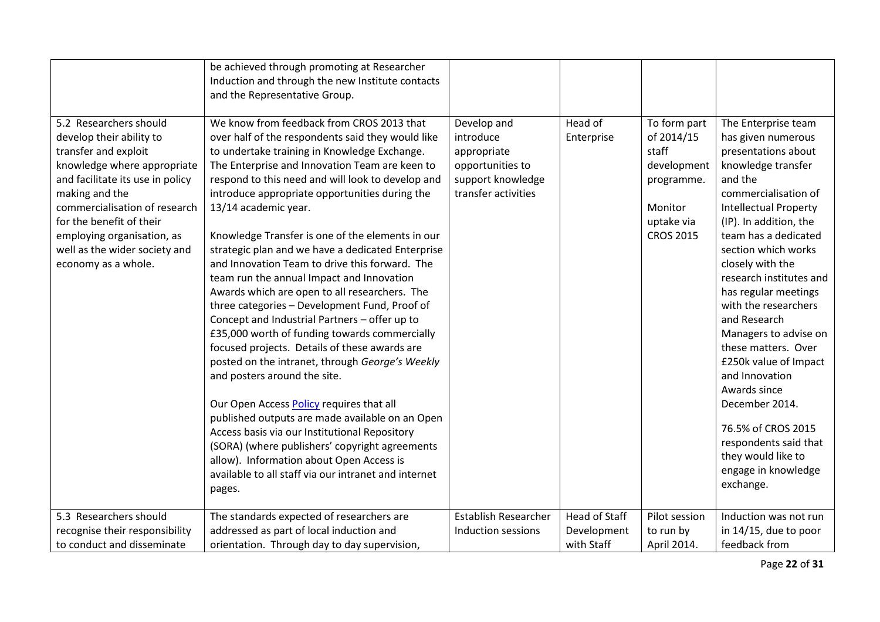| | | | | | |
|---|---|---|---|---|---|
| | be achieved through promoting at Researcher Induction and through the new Institute contacts and the Representative Group. | | | | |
| 5.2 Researchers should develop their ability to transfer and exploit knowledge where appropriate and facilitate its use in policy making and the commercialisation of research for the benefit of their employing organisation, as well as the wider society and economy as a whole. | We know from feedback from CROS 2013 that over half of the respondents said they would like to undertake training in Knowledge Exchange. The Enterprise and Innovation Team are keen to respond to this need and will look to develop and introduce appropriate opportunities during the 13/14 academic year.<br><br>Knowledge Transfer is one of the elements in our strategic plan and we have a dedicated Enterprise and Innovation Team to drive this forward. The team run the annual Impact and Innovation Awards which are open to all researchers. The three categories – Development Fund, Proof of Concept and Industrial Partners – offer up to £35,000 worth of funding towards commercially focused projects. Details of these awards are posted on the intranet, through *George's Weekly* and posters around the site.<br><br>Our Open Access [Policy] requires that all published outputs are made available on an Open Access basis via our Institutional Repository (SORA) (where publishers' copyright agreements allow). Information about Open Access is available to all staff via our intranet and internet pages. | Develop and introduce appropriate opportunities to support knowledge transfer activities | Head of Enterprise | To form part of 2014/15 staff development programme.<br><br>Monitor uptake via CROS 2015 | The Enterprise team has given numerous presentations about knowledge transfer and the commercialisation of Intellectual Property (IP). In addition, the team has a dedicated section which works closely with the research institutes and has regular meetings with the researchers and Research Managers to advise on these matters. Over £250k value of Impact and Innovation Awards since December 2014.<br><br>76.5% of CROS 2015 respondents said that they would like to engage in knowledge exchange. |
| 5.3 Researchers should recognise their responsibility to conduct and disseminate | The standards expected of researchers are addressed as part of local induction and orientation. Through day to day supervision, | Establish Researcher Induction sessions | Head of Staff Development with Staff | Pilot session to run by April 2014. | Induction was not run in 14/15, due to poor feedback from |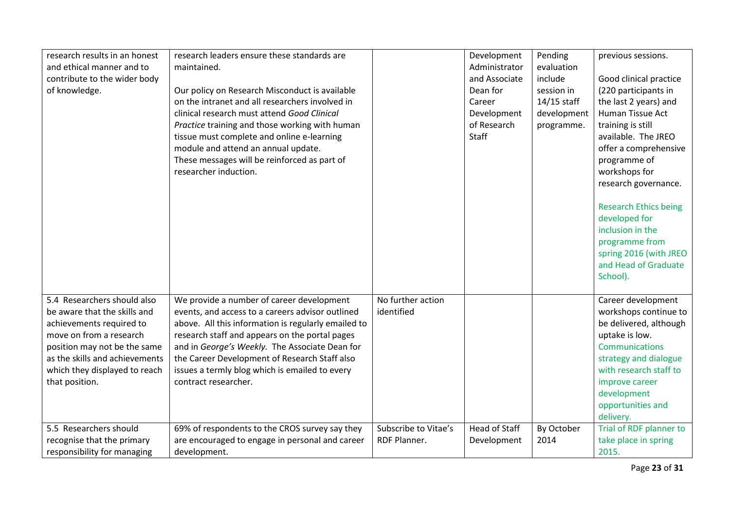| | | | | | |
|---|---|---|---|---|---|
| research results in an honest and ethical manner and to contribute to the wider body of knowledge. | research leaders ensure these standards are maintained.<br><br>Our policy on Research Misconduct is available on the intranet and all researchers involved in clinical research must attend *Good Clinical Practice* training and those working with human tissue must complete and online e-learning module and attend an annual update.<br>These messages will be reinforced as part of researcher induction. | | Development Administrator and Associate Dean for Career Development of Research Staff | Pending evaluation include session in 14/15 staff development programme. | previous sessions.<br><br>Good clinical practice (220 participants in the last 2 years) and Human Tissue Act training is still available. The JREO offer a comprehensive programme of workshops for research governance.<br><br>Research Ethics being developed for inclusion in the programme from spring 2016 (with JREO and Head of Graduate School). |
| 5.4 Researchers should also be aware that the skills and achievements required to move on from a research position may not be the same as the skills and achievements which they displayed to reach that position. | We provide a number of career development events, and access to a careers advisor outlined above. All this information is regularly emailed to research staff and appears on the portal pages and in *George's Weekly.* The Associate Dean for the Career Development of Research Staff also issues a termly blog which is emailed to every contract researcher. | No further action identified | | | Career development workshops continue to be delivered, although uptake is low. Communications strategy and dialogue with research staff to improve career development opportunities and delivery. |
| 5.5 Researchers should recognise that the primary responsibility for managing | 69% of respondents to the CROS survey say they are encouraged to engage in personal and career development. | Subscribe to Vitae's RDF Planner. | Head of Staff Development | By October 2014 | Trial of RDF planner to take place in spring 2015. |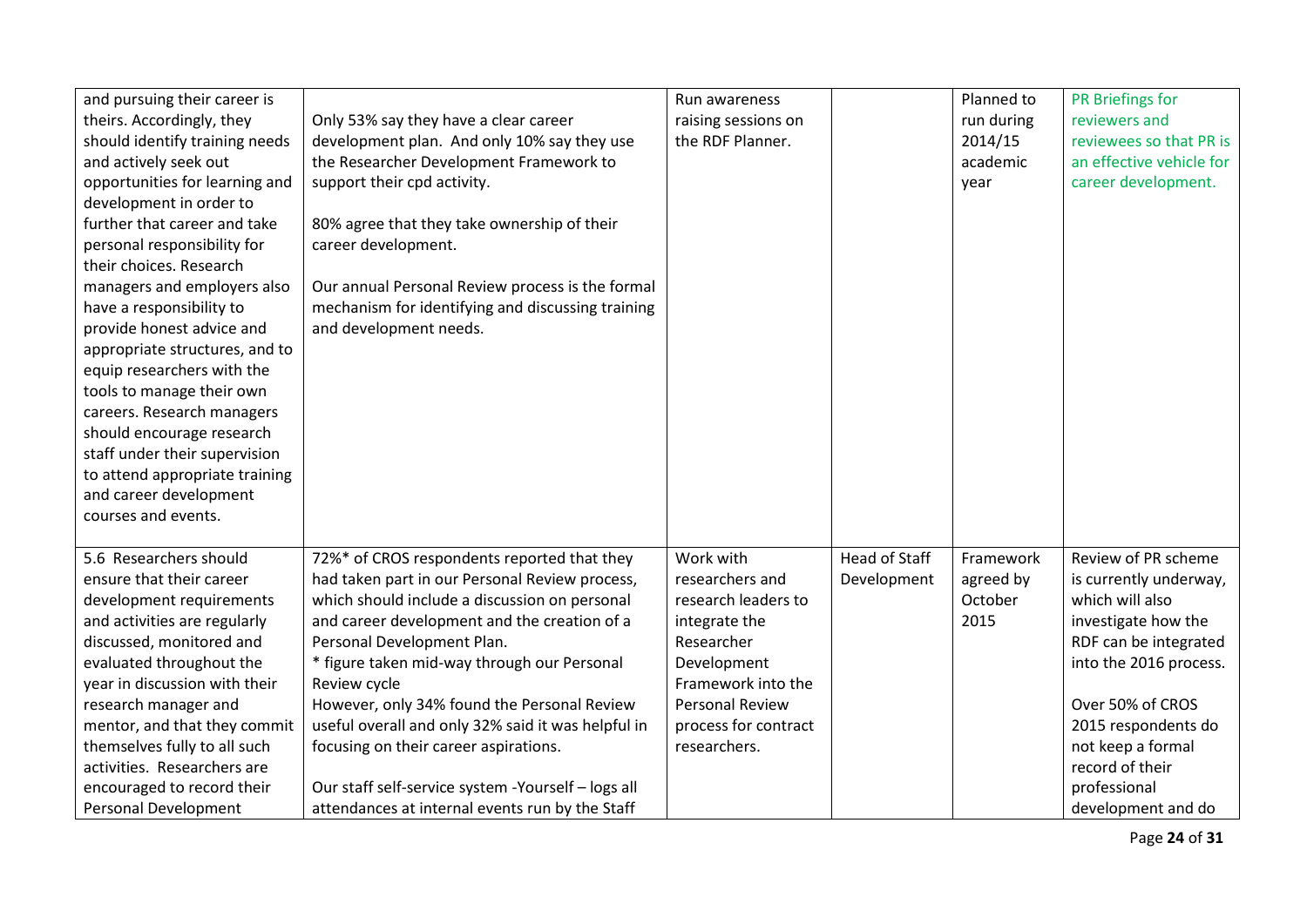| | | | | | |
|---|---|---|---|---|---|
| and pursuing their career is theirs. Accordingly, they should identify training needs and actively seek out opportunities for learning and development in order to further that career and take personal responsibility for their choices. Research managers and employers also have a responsibility to provide honest advice and appropriate structures, and to equip researchers with the tools to manage their own careers. Research managers should encourage research staff under their supervision to attend appropriate training and career development courses and events. | Only 53% say they have a clear career development plan. And only 10% say they use the Researcher Development Framework to support their cpd activity.<br><br>80% agree that they take ownership of their career development.<br><br>Our annual Personal Review process is the formal mechanism for identifying and discussing training and development needs. | Run awareness raising sessions on the RDF Planner. | | Planned to run during 2014/15 academic year | PR Briefings for reviewers and reviewees so that PR is an effective vehicle for career development. |
| 5.6 Researchers should ensure that their career development requirements and activities are regularly discussed, monitored and evaluated throughout the year in discussion with their research manager and mentor, and that they commit themselves fully to all such activities. Researchers are encouraged to record their Personal Development | 72%* of CROS respondents reported that they had taken part in our Personal Review process, which should include a discussion on personal and career development and the creation of a Personal Development Plan.<br>* figure taken mid-way through our Personal Review cycle<br>However, only 34% found the Personal Review useful overall and only 32% said it was helpful in focusing on their career aspirations.<br><br>Our staff self-service system -Yourself – logs all attendances at internal events run by the Staff | Work with researchers and research leaders to integrate the Researcher Development Framework into the Personal Review process for contract researchers. | Head of Staff Development | Framework agreed by October 2015 | Review of PR scheme is currently underway, which will also investigate how the RDF can be integrated into the 2016 process.<br><br>Over 50% of CROS 2015 respondents do not keep a formal record of their professional development and do |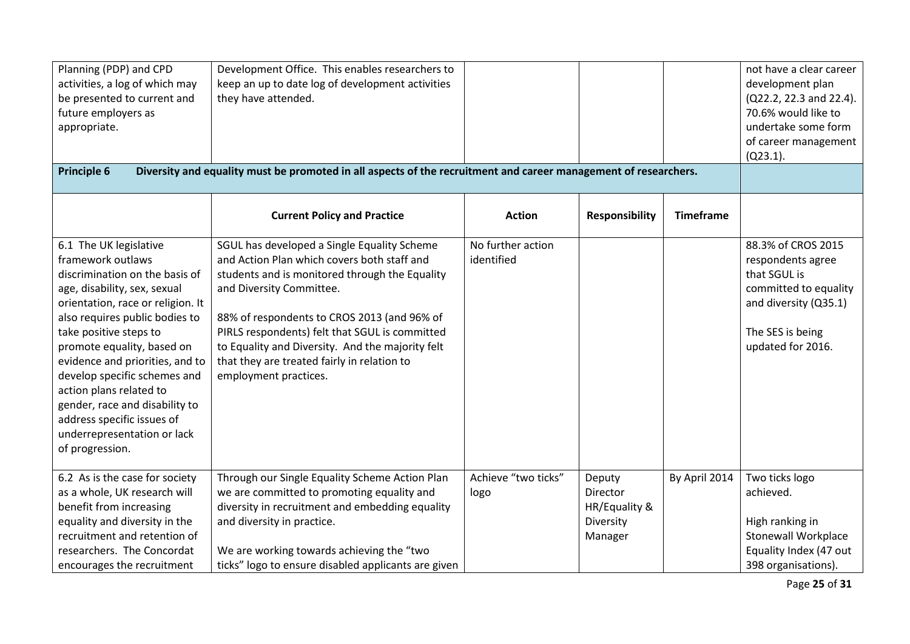| | | | | | |
|---|---|---|---|---|---|
| Planning (PDP) and CPD activities, a log of which may be presented to current and future employers as appropriate. | Development Office. This enables researchers to keep an up to date log of development activities they have attended. | | | | not have a clear career development plan (Q22.2, 22.3 and 22.4). 70.6% would like to undertake some form of career management (Q23.1). |
| **Principle 6** | **Diversity and equality must be promoted in all aspects of the recruitment and career management of researchers.** | | | | |
| | **Current Policy and Practice** | **Action** | **Responsibility** | **Timeframe** | |
| 6.1 The UK legislative framework outlaws discrimination on the basis of age, disability, sex, sexual orientation, race or religion. It also requires public bodies to take positive steps to promote equality, based on evidence and priorities, and to develop specific schemes and action plans related to gender, race and disability to address specific issues of underrepresentation or lack of progression. | SGUL has developed a Single Equality Scheme and Action Plan which covers both staff and students and is monitored through the Equality and Diversity Committee.<br><br>88% of respondents to CROS 2013 (and 96% of PIRLS respondents) felt that SGUL is committed to Equality and Diversity. And the majority felt that they are treated fairly in relation to employment practices. | No further action identified | | | 88.3% of CROS 2015 respondents agree that SGUL is committed to equality and diversity (Q35.1)<br><br>The SES is being updated for 2016. |
| 6.2 As is the case for society as a whole, UK research will benefit from increasing equality and diversity in the recruitment and retention of researchers. The Concordat encourages the recruitment | Through our Single Equality Scheme Action Plan we are committed to promoting equality and diversity in recruitment and embedding equality and diversity in practice.<br><br>We are working towards achieving the "two ticks" logo to ensure disabled applicants are given | Achieve "two ticks" logo | Deputy Director HR/Equality & Diversity Manager | By April 2014 | Two ticks logo achieved.<br><br>High ranking in Stonewall Workplace Equality Index (47 out 398 organisations). |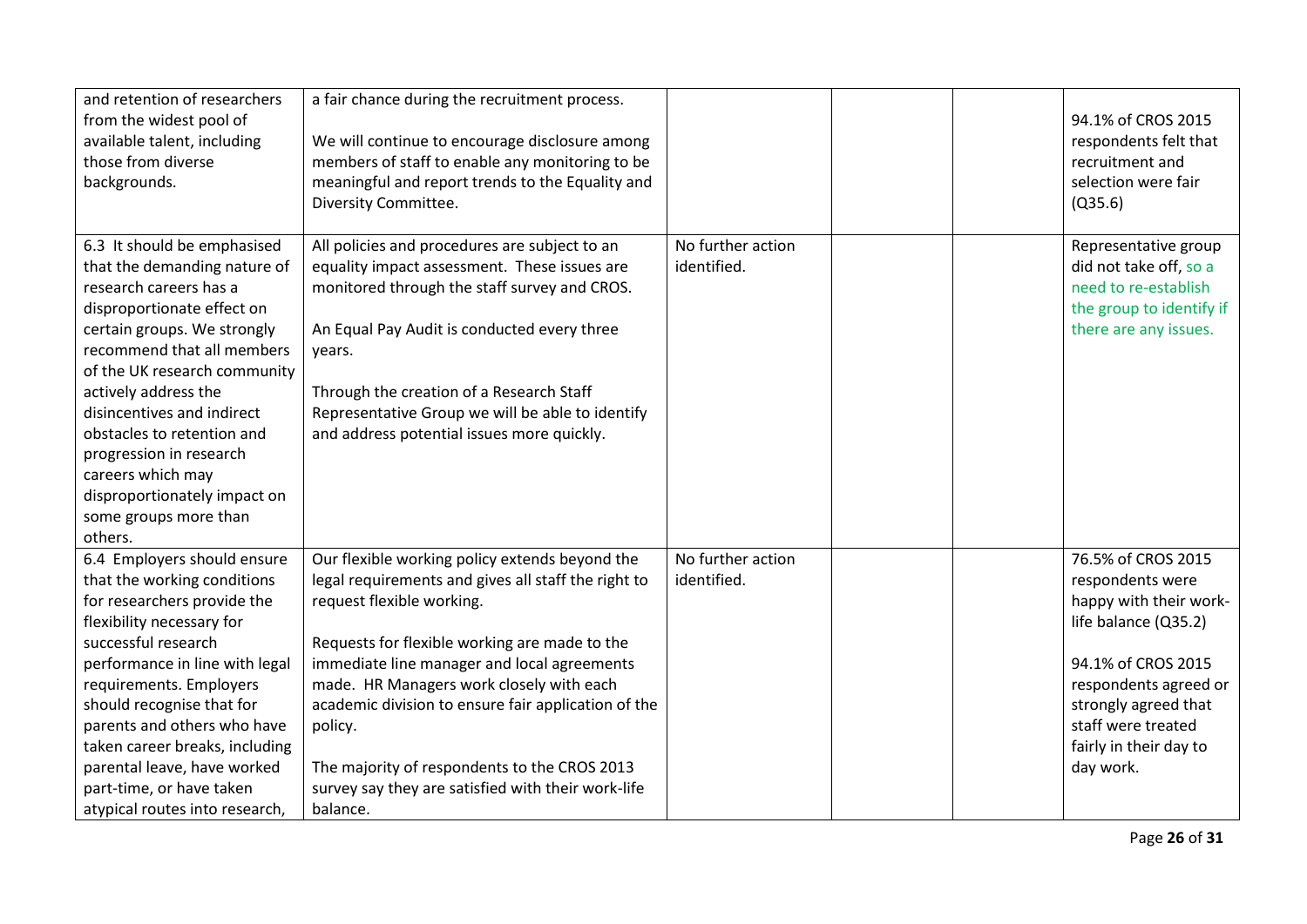| | | | | | |
|---|---|---|---|---|---|
| and retention of researchers from the widest pool of available talent, including those from diverse backgrounds. | a fair chance during the recruitment process.<br><br>We will continue to encourage disclosure among members of staff to enable any monitoring to be meaningful and report trends to the Equality and Diversity Committee. | | | | 94.1% of CROS 2015 respondents felt that recruitment and selection were fair (Q35.6) |
| 6.3 It should be emphasised that the demanding nature of research careers has a disproportionate effect on certain groups. We strongly recommend that all members of the UK research community actively address the disincentives and indirect obstacles to retention and progression in research careers which may disproportionately impact on some groups more than others. | All policies and procedures are subject to an equality impact assessment. These issues are monitored through the staff survey and CROS.<br><br>An Equal Pay Audit is conducted every three years.<br><br>Through the creation of a Research Staff Representative Group we will be able to identify and address potential issues more quickly. | No further action identified. | | | Representative group did not take off, so a need to re-establish the group to identify if there are any issues. |
| 6.4 Employers should ensure that the working conditions for researchers provide the flexibility necessary for successful research performance in line with legal requirements. Employers should recognise that for parents and others who have taken career breaks, including parental leave, have worked part-time, or have taken atypical routes into research, | Our flexible working policy extends beyond the legal requirements and gives all staff the right to request flexible working.<br><br>Requests for flexible working are made to the immediate line manager and local agreements made. HR Managers work closely with each academic division to ensure fair application of the policy.<br><br>The majority of respondents to the CROS 2013 survey say they are satisfied with their work-life balance. | No further action identified. | | | 76.5% of CROS 2015 respondents were happy with their work-life balance (Q35.2)<br><br>94.1% of CROS 2015 respondents agreed or strongly agreed that staff were treated fairly in their day to day work. |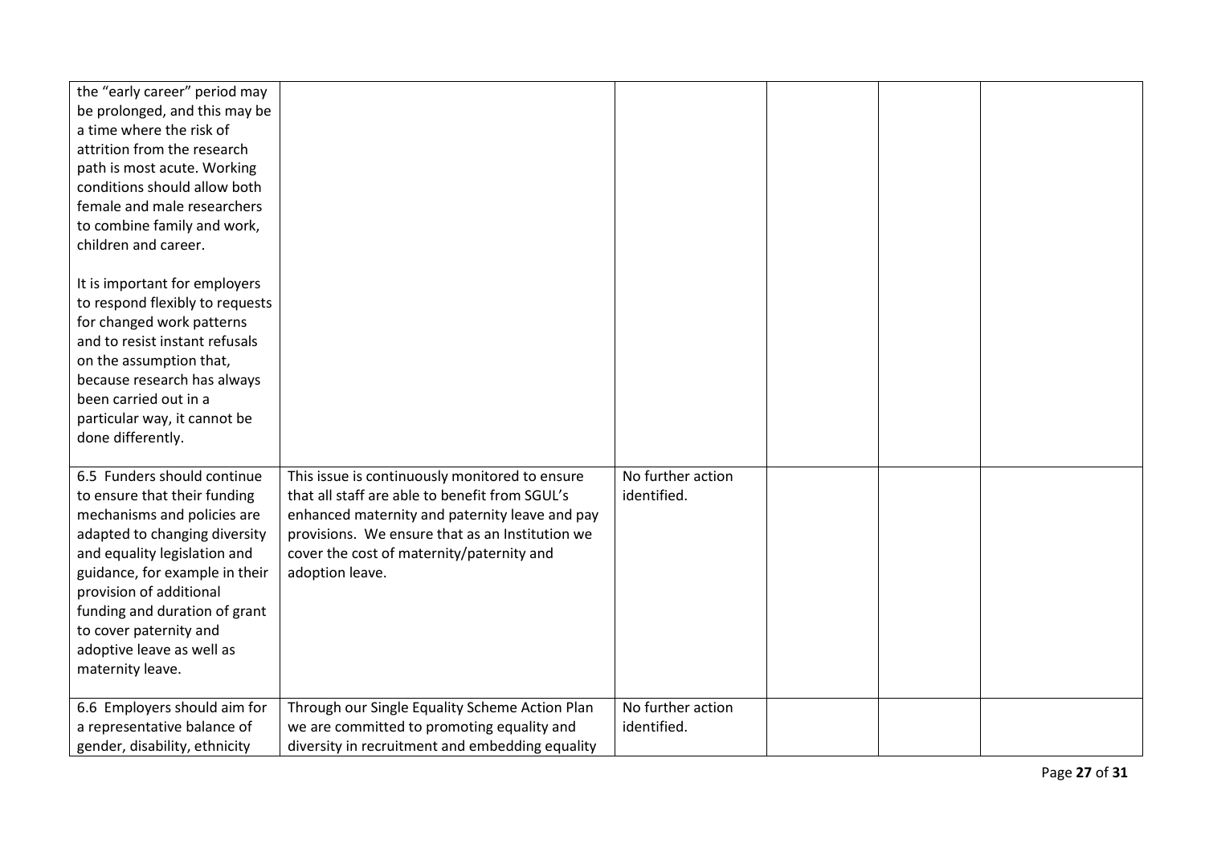| | | | | | |
|---|---|---|---|---|---|
| the "early career" period may be prolonged, and this may be a time where the risk of attrition from the research path is most acute. Working conditions should allow both female and male researchers to combine family and work, children and career.<br><br>It is important for employers to respond flexibly to requests for changed work patterns and to resist instant refusals on the assumption that, because research has always been carried out in a particular way, it cannot be done differently. | | | | | |
| 6.5 Funders should continue to ensure that their funding mechanisms and policies are adapted to changing diversity and equality legislation and guidance, for example in their provision of additional funding and duration of grant to cover paternity and adoptive leave as well as maternity leave. | This issue is continuously monitored to ensure that all staff are able to benefit from SGUL's enhanced maternity and paternity leave and pay provisions. We ensure that as an Institution we cover the cost of maternity/paternity and adoption leave. | No further action identified. | | | |
| 6.6 Employers should aim for a representative balance of gender, disability, ethnicity | Through our Single Equality Scheme Action Plan we are committed to promoting equality and diversity in recruitment and embedding equality | No further action identified. | | | |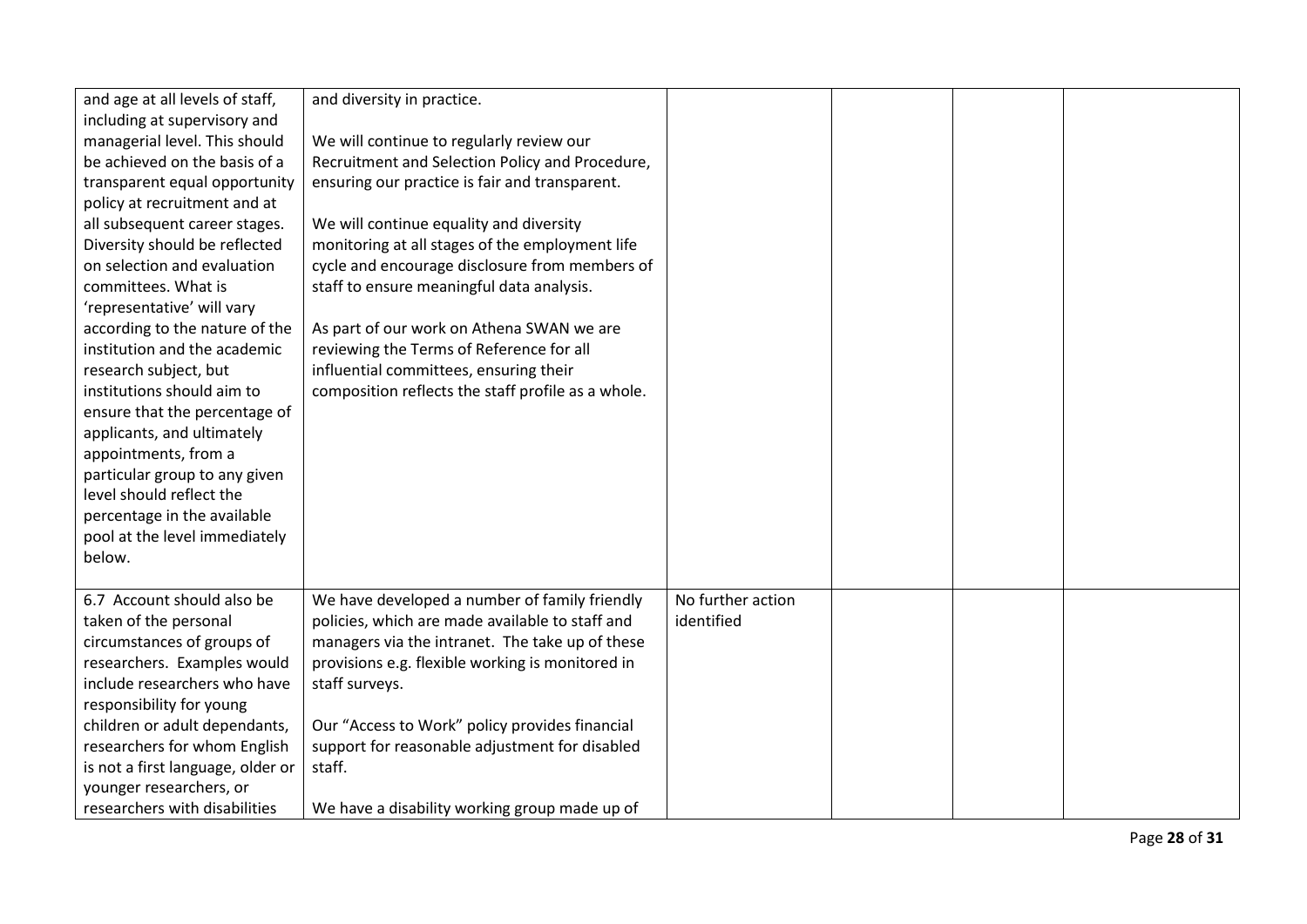| | | | | | |
|---|---|---|---|---|---|
| and age at all levels of staff, including at supervisory and managerial level. This should be achieved on the basis of a transparent equal opportunity policy at recruitment and at all subsequent career stages. Diversity should be reflected on selection and evaluation committees. What is 'representative' will vary according to the nature of the institution and the academic research subject, but institutions should aim to ensure that the percentage of applicants, and ultimately appointments, from a particular group to any given level should reflect the percentage in the available pool at the level immediately below. | and diversity in practice.<br><br>We will continue to regularly review our Recruitment and Selection Policy and Procedure, ensuring our practice is fair and transparent.<br><br>We will continue equality and diversity monitoring at all stages of the employment life cycle and encourage disclosure from members of staff to ensure meaningful data analysis.<br><br>As part of our work on Athena SWAN we are reviewing the Terms of Reference for all influential committees, ensuring their composition reflects the staff profile as a whole. | | | | |
| 6.7 Account should also be taken of the personal circumstances of groups of researchers. Examples would include researchers who have responsibility for young children or adult dependants, researchers for whom English is not a first language, older or younger researchers, or researchers with disabilities | We have developed a number of family friendly policies, which are made available to staff and managers via the intranet. The take up of these provisions e.g. flexible working is monitored in staff surveys.<br><br>Our "Access to Work" policy provides financial support for reasonable adjustment for disabled staff.<br><br>We have a disability working group made up of | No further action identified | | | |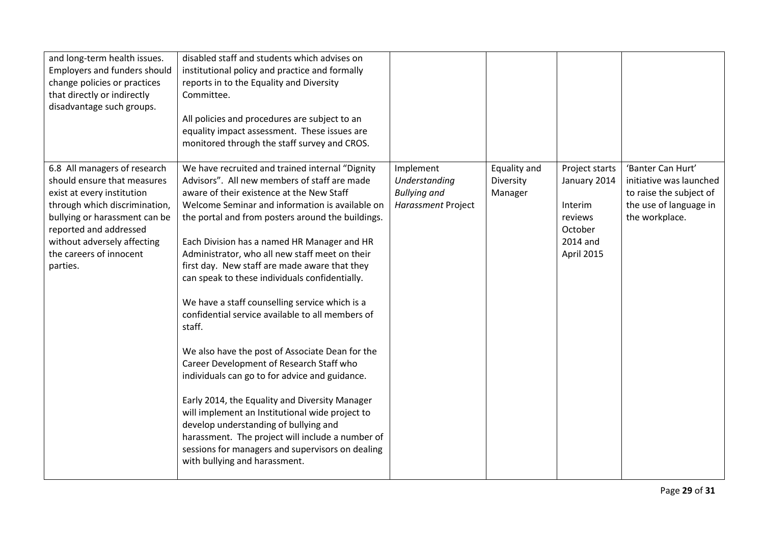| | | | | | |
|---|---|---|---|---|---|
| and long-term health issues. Employers and funders should change policies or practices that directly or indirectly disadvantage such groups. | disabled staff and students which advises on institutional policy and practice and formally reports in to the Equality and Diversity Committee.<br><br>All policies and procedures are subject to an equality impact assessment. These issues are monitored through the staff survey and CROS. | | | | |
| 6.8 All managers of research should ensure that measures exist at every institution through which discrimination, bullying or harassment can be reported and addressed without adversely affecting the careers of innocent parties. | We have recruited and trained internal "Dignity Advisors". All new members of staff are made aware of their existence at the New Staff Welcome Seminar and information is available on the portal and from posters around the buildings.<br><br>Each Division has a named HR Manager and HR Administrator, who all new staff meet on their first day. New staff are made aware that they can speak to these individuals confidentially.<br><br>We have a staff counselling service which is a confidential service available to all members of staff.<br><br>We also have the post of Associate Dean for the Career Development of Research Staff who individuals can go to for advice and guidance.<br><br>Early 2014, the Equality and Diversity Manager will implement an Institutional wide project to develop understanding of bullying and harassment. The project will include a number of sessions for managers and supervisors on dealing with bullying and harassment. | Implement *Understanding Bullying and Harassment* Project | Equality and Diversity Manager | Project starts January 2014<br><br>Interim reviews October 2014 and April 2015 | 'Banter Can Hurt' initiative was launched to raise the subject of the use of language in the workplace. |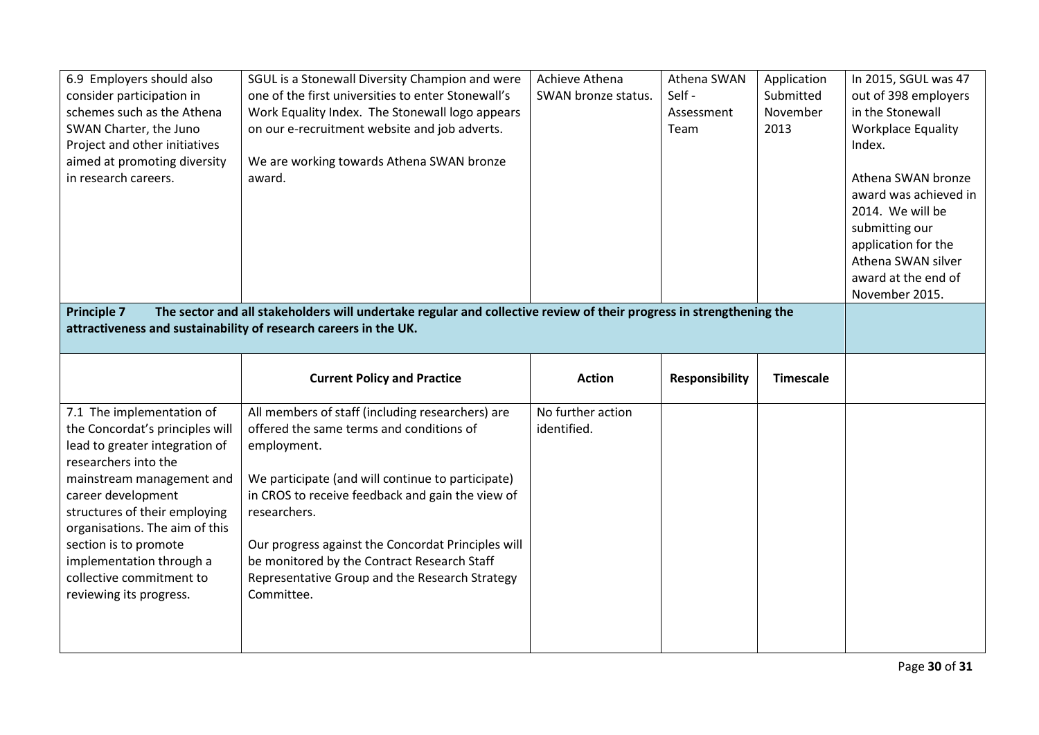| | | | | | |
|---|---|---|---|---|---|
| 6.9 Employers should also consider participation in schemes such as the Athena SWAN Charter, the Juno Project and other initiatives aimed at promoting diversity in research careers. | SGUL is a Stonewall Diversity Champion and were one of the first universities to enter Stonewall's Work Equality Index. The Stonewall logo appears on our e-recruitment website and job adverts.<br><br>We are working towards Athena SWAN bronze award. | Achieve Athena SWAN bronze status. | Athena SWAN Self - Assessment Team | Application Submitted November 2013 | In 2015, SGUL was 47 out of 398 employers in the Stonewall Workplace Equality Index.<br><br>Athena SWAN bronze award was achieved in 2014. We will be submitting our application for the Athena SWAN silver award at the end of November 2015. |
| **Principle 7 The sector and all stakeholders will undertake regular and collective review of their progress in strengthening the attractiveness and sustainability of research careers in the UK.** | | | | | |
| | **Current Policy and Practice** | **Action** | **Responsibility** | **Timescale** | |
| 7.1 The implementation of the Concordat's principles will lead to greater integration of researchers into the mainstream management and career development structures of their employing organisations. The aim of this section is to promote implementation through a collective commitment to reviewing its progress. | All members of staff (including researchers) are offered the same terms and conditions of employment.<br><br>We participate (and will continue to participate) in CROS to receive feedback and gain the view of researchers.<br><br>Our progress against the Concordat Principles will be monitored by the Contract Research Staff Representative Group and the Research Strategy Committee. | No further action identified. | | | |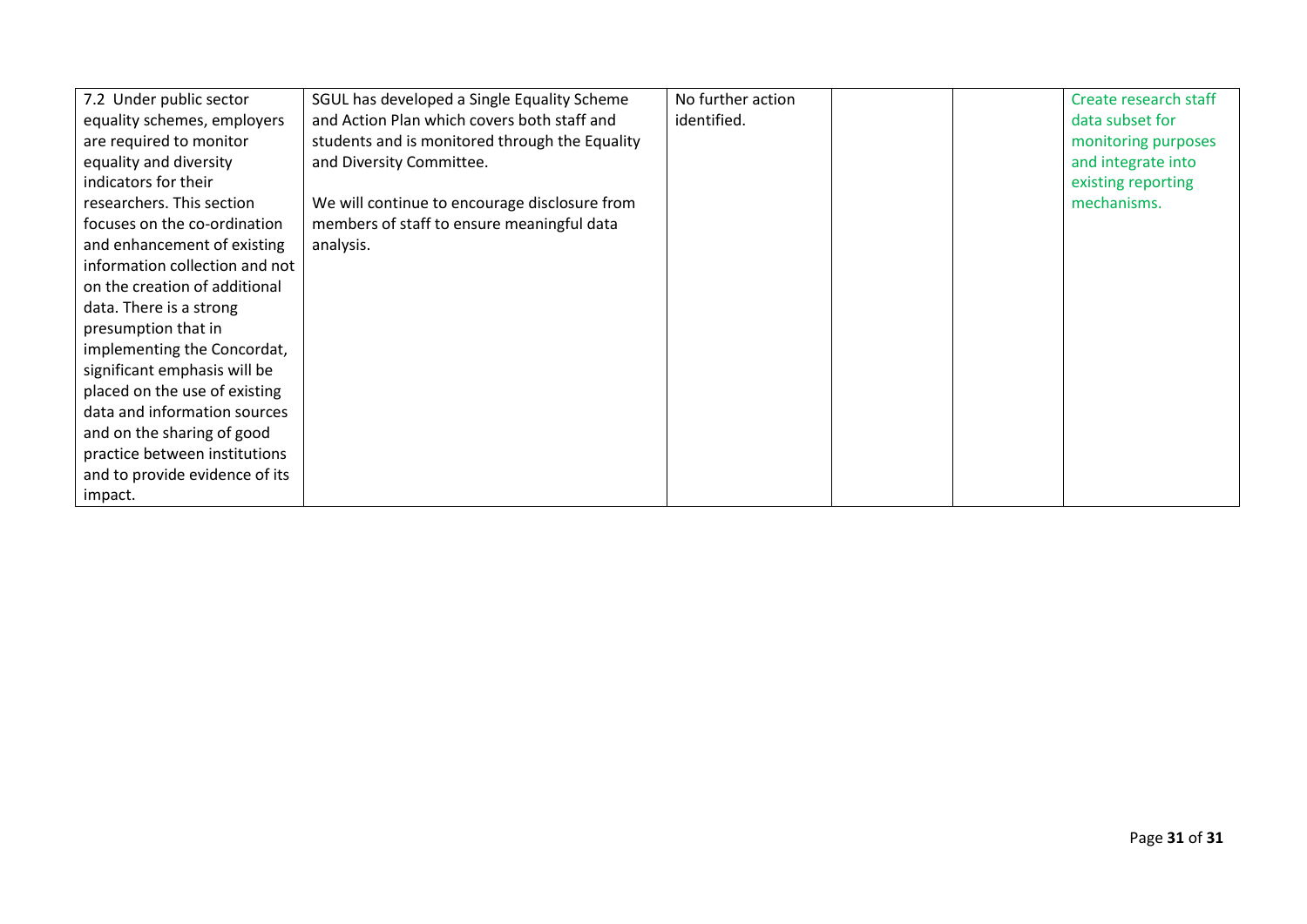| | | | | | |
|---|---|---|---|---|---|
| 7.2 Under public sector equality schemes, employers are required to monitor equality and diversity indicators for their researchers. This section focuses on the co-ordination and enhancement of existing information collection and not on the creation of additional data. There is a strong presumption that in implementing the Concordat, significant emphasis will be placed on the use of existing data and information sources and on the sharing of good practice between institutions and to provide evidence of its impact. | SGUL has developed a Single Equality Scheme and Action Plan which covers both staff and students and is monitored through the Equality and Diversity Committee.<br><br>We will continue to encourage disclosure from members of staff to ensure meaningful data analysis. | No further action identified. | | | Create research staff data subset for monitoring purposes and integrate into existing reporting mechanisms. |